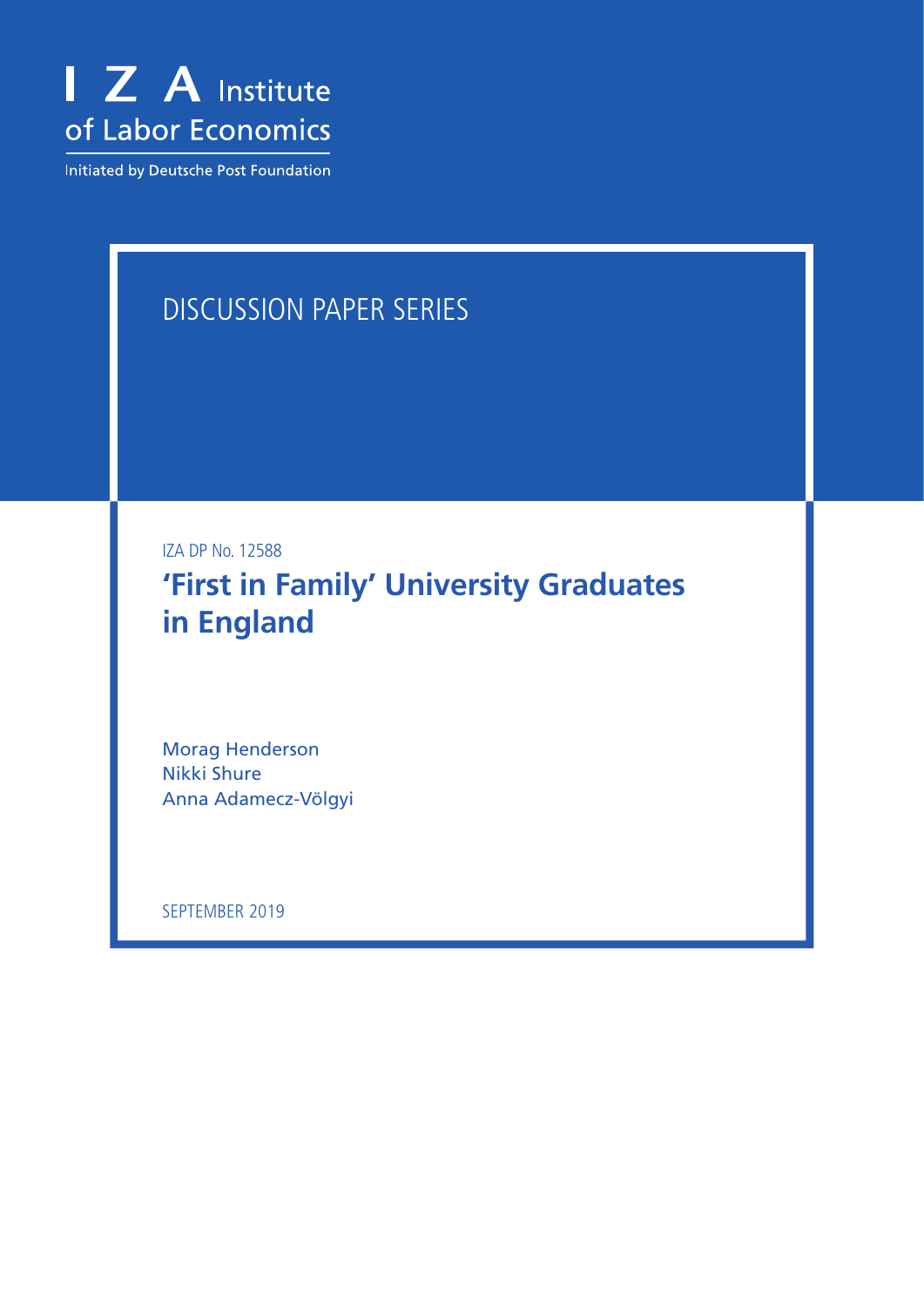I Z A Institute of Labor Economics

Initiated by Deutsche Post Foundation

DISCUSSION PAPER SERIES

IZA DP No. 12588

# 'First in Family' University Graduates in England

Morag Henderson
Nikki Shure
Anna Adamecz-Völgyi

SEPTEMBER 2019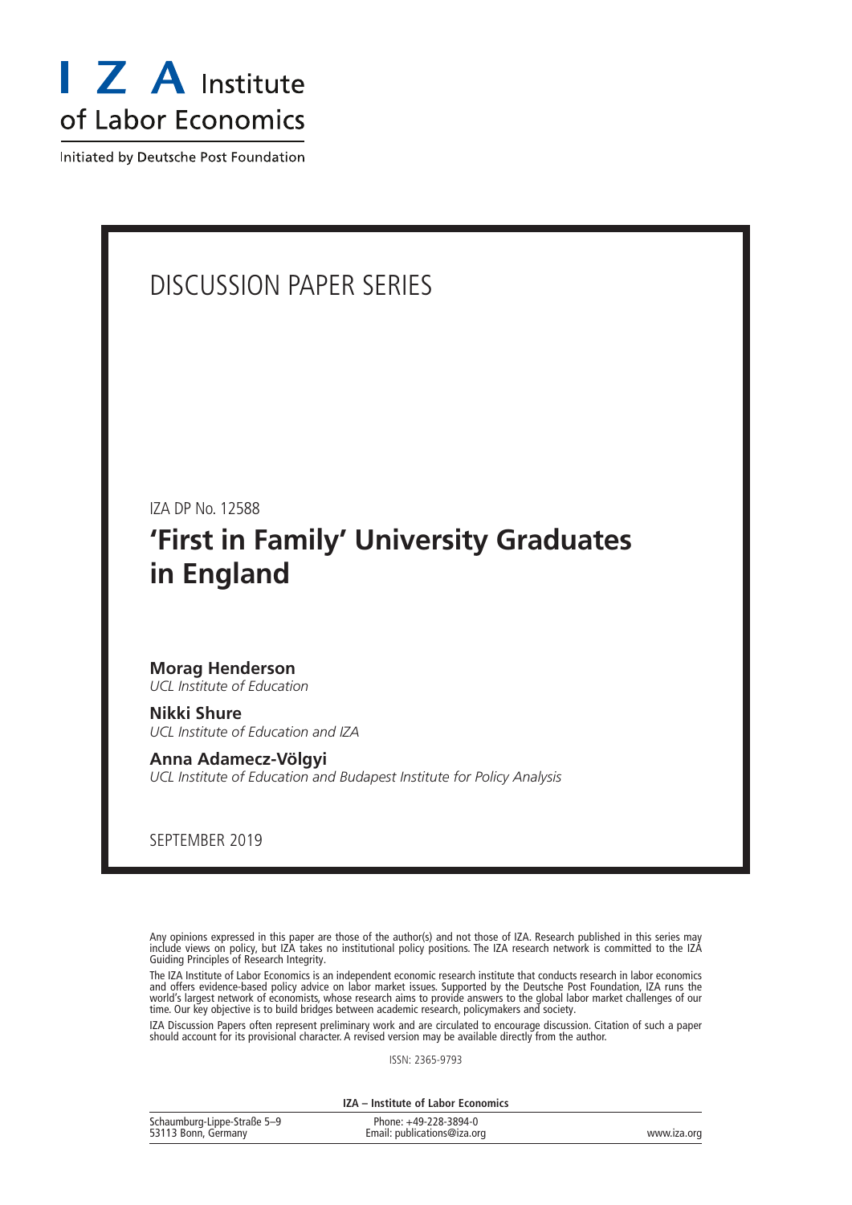# I Z A Institute of Labor Economics

Initiated by Deutsche Post Foundation

DISCUSSION PAPER SERIES

IZA DP No. 12588

## 'First in Family' University Graduates in England

**Morag Henderson**
*UCL Institute of Education*

**Nikki Shure**
*UCL Institute of Education and IZA*

**Anna Adamecz-Völgyi**
*UCL Institute of Education and Budapest Institute for Policy Analysis*

SEPTEMBER 2019

Any opinions expressed in this paper are those of the author(s) and not those of IZA. Research published in this series may include views on policy, but IZA takes no institutional policy positions. The IZA research network is committed to the IZA Guiding Principles of Research Integrity.

The IZA Institute of Labor Economics is an independent economic research institute that conducts research in labor economics and offers evidence-based policy advice on labor market issues. Supported by the Deutsche Post Foundation, IZA runs the world's largest network of economists, whose research aims to provide answers to the global labor market challenges of our time. Our key objective is to build bridges between academic research, policymakers and society.

IZA Discussion Papers often represent preliminary work and are circulated to encourage discussion. Citation of such a paper should account for its provisional character. A revised version may be available directly from the author.

ISSN: 2365-9793

**IZA – Institute of Labor Economics**

| | | |
|---|---|---|
| Schaumburg-Lippe-Straße 5–9<br>53113 Bonn, Germany | Phone: +49-228-3894-0<br>Email: publications@iza.org | www.iza.org |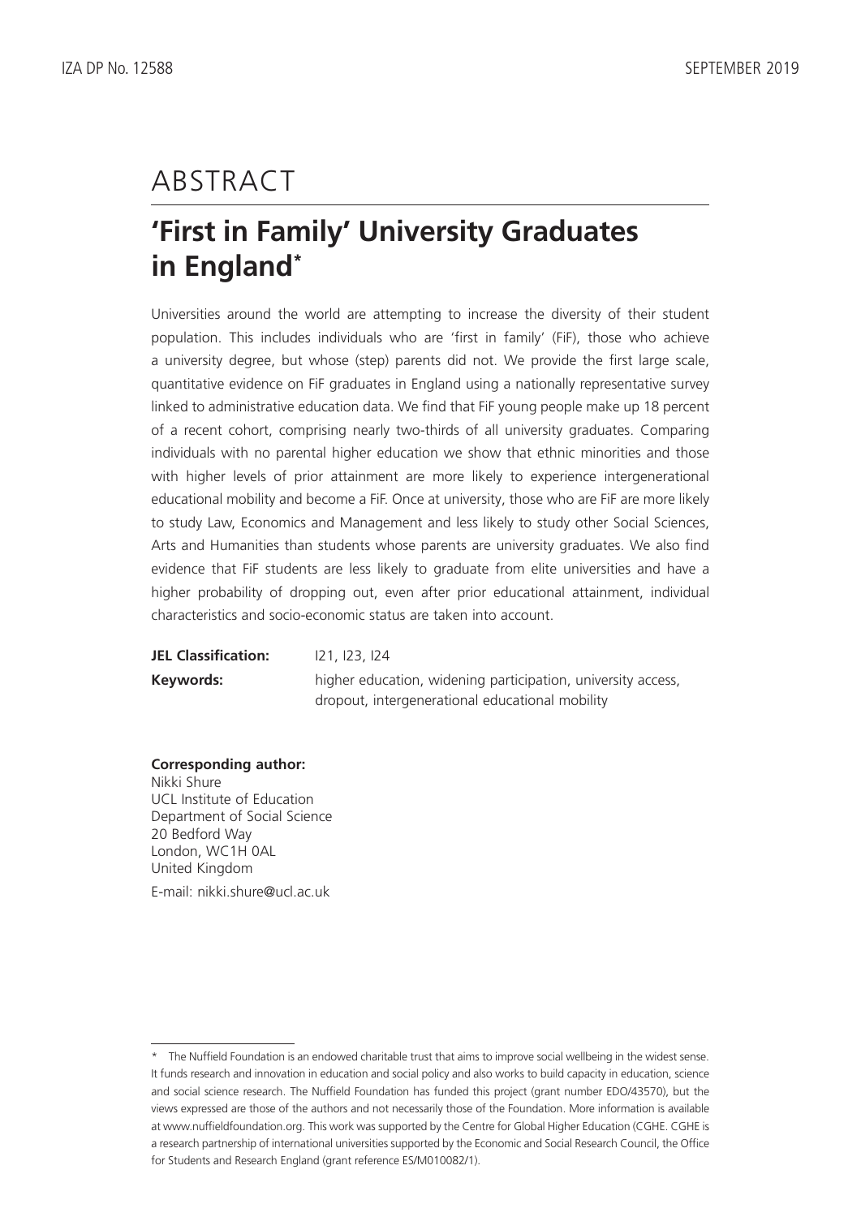# ABSTRACT

## 'First in Family' University Graduates in England*

Universities around the world are attempting to increase the diversity of their student population. This includes individuals who are 'first in family' (FiF), those who achieve a university degree, but whose (step) parents did not. We provide the first large scale, quantitative evidence on FiF graduates in England using a nationally representative survey linked to administrative education data. We find that FiF young people make up 18 percent of a recent cohort, comprising nearly two-thirds of all university graduates. Comparing individuals with no parental higher education we show that ethnic minorities and those with higher levels of prior attainment are more likely to experience intergenerational educational mobility and become a FiF. Once at university, those who are FiF are more likely to study Law, Economics and Management and less likely to study other Social Sciences, Arts and Humanities than students whose parents are university graduates. We also find evidence that FiF students are less likely to graduate from elite universities and have a higher probability of dropping out, even after prior educational attainment, individual characteristics and socio-economic status are taken into account.

**JEL Classification:** I21, I23, I24

**Keywords:** higher education, widening participation, university access, dropout, intergenerational educational mobility

**Corresponding author:**
Nikki Shure
UCL Institute of Education
Department of Social Science
20 Bedford Way
London, WC1H 0AL
United Kingdom

E-mail: nikki.shure@ucl.ac.uk

---

* The Nuffield Foundation is an endowed charitable trust that aims to improve social wellbeing in the widest sense. It funds research and innovation in education and social policy and also works to build capacity in education, science and social science research. The Nuffield Foundation has funded this project (grant number EDO/43570), but the views expressed are those of the authors and not necessarily those of the Foundation. More information is available at www.nuffieldfoundation.org. This work was supported by the Centre for Global Higher Education (CGHE. CGHE is a research partnership of international universities supported by the Economic and Social Research Council, the Office for Students and Research England (grant reference ES/M010082/1).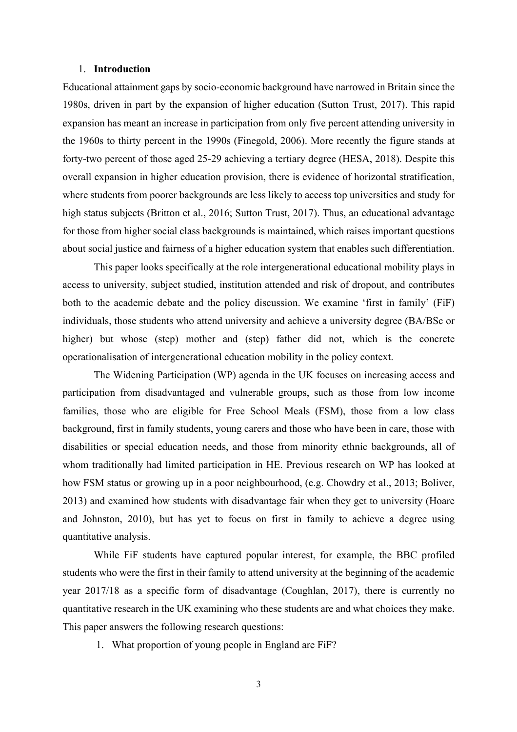## 1. Introduction

Educational attainment gaps by socio-economic background have narrowed in Britain since the 1980s, driven in part by the expansion of higher education (Sutton Trust, 2017). This rapid expansion has meant an increase in participation from only five percent attending university in the 1960s to thirty percent in the 1990s (Finegold, 2006). More recently the figure stands at forty-two percent of those aged 25-29 achieving a tertiary degree (HESA, 2018). Despite this overall expansion in higher education provision, there is evidence of horizontal stratification, where students from poorer backgrounds are less likely to access top universities and study for high status subjects (Britton et al., 2016; Sutton Trust, 2017). Thus, an educational advantage for those from higher social class backgrounds is maintained, which raises important questions about social justice and fairness of a higher education system that enables such differentiation.

This paper looks specifically at the role intergenerational educational mobility plays in access to university, subject studied, institution attended and risk of dropout, and contributes both to the academic debate and the policy discussion. We examine 'first in family' (FiF) individuals, those students who attend university and achieve a university degree (BA/BSc or higher) but whose (step) mother and (step) father did not, which is the concrete operationalisation of intergenerational education mobility in the policy context.

The Widening Participation (WP) agenda in the UK focuses on increasing access and participation from disadvantaged and vulnerable groups, such as those from low income families, those who are eligible for Free School Meals (FSM), those from a low class background, first in family students, young carers and those who have been in care, those with disabilities or special education needs, and those from minority ethnic backgrounds, all of whom traditionally had limited participation in HE. Previous research on WP has looked at how FSM status or growing up in a poor neighbourhood, (e.g. Chowdry et al., 2013; Boliver, 2013) and examined how students with disadvantage fair when they get to university (Hoare and Johnston, 2010), but has yet to focus on first in family to achieve a degree using quantitative analysis.

While FiF students have captured popular interest, for example, the BBC profiled students who were the first in their family to attend university at the beginning of the academic year 2017/18 as a specific form of disadvantage (Coughlan, 2017), there is currently no quantitative research in the UK examining who these students are and what choices they make. This paper answers the following research questions:

1. What proportion of young people in England are FiF?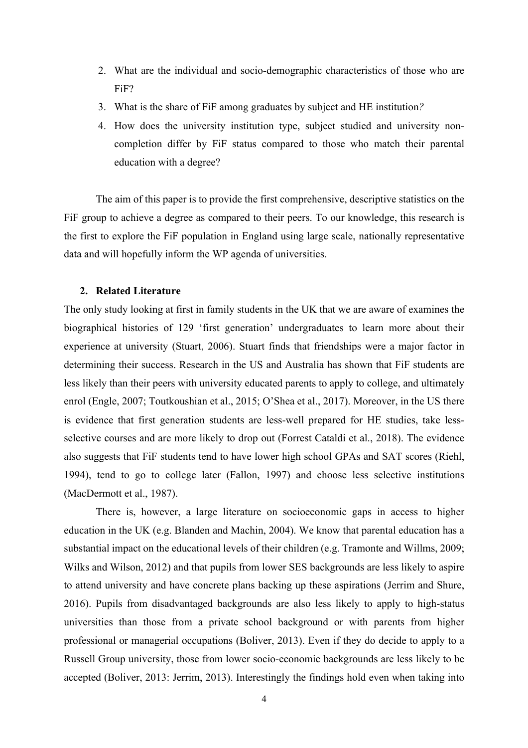2. What are the individual and socio-demographic characteristics of those who are FiF?
3. What is the share of FiF among graduates by subject and HE institution*?*
4. How does the university institution type, subject studied and university non-completion differ by FiF status compared to those who match their parental education with a degree?

The aim of this paper is to provide the first comprehensive, descriptive statistics on the FiF group to achieve a degree as compared to their peers. To our knowledge, this research is the first to explore the FiF population in England using large scale, nationally representative data and will hopefully inform the WP agenda of universities.

## 2. Related Literature

The only study looking at first in family students in the UK that we are aware of examines the biographical histories of 129 'first generation' undergraduates to learn more about their experience at university (Stuart, 2006). Stuart finds that friendships were a major factor in determining their success. Research in the US and Australia has shown that FiF students are less likely than their peers with university educated parents to apply to college, and ultimately enrol (Engle, 2007; Toutkoushian et al., 2015; O'Shea et al., 2017). Moreover, in the US there is evidence that first generation students are less-well prepared for HE studies, take less-selective courses and are more likely to drop out (Forrest Cataldi et al., 2018). The evidence also suggests that FiF students tend to have lower high school GPAs and SAT scores (Riehl, 1994), tend to go to college later (Fallon, 1997) and choose less selective institutions (MacDermott et al., 1987).

There is, however, a large literature on socioeconomic gaps in access to higher education in the UK (e.g. Blanden and Machin, 2004). We know that parental education has a substantial impact on the educational levels of their children (e.g. Tramonte and Willms, 2009; Wilks and Wilson, 2012) and that pupils from lower SES backgrounds are less likely to aspire to attend university and have concrete plans backing up these aspirations (Jerrim and Shure, 2016). Pupils from disadvantaged backgrounds are also less likely to apply to high-status universities than those from a private school background or with parents from higher professional or managerial occupations (Boliver, 2013). Even if they do decide to apply to a Russell Group university, those from lower socio-economic backgrounds are less likely to be accepted (Boliver, 2013: Jerrim, 2013). Interestingly the findings hold even when taking into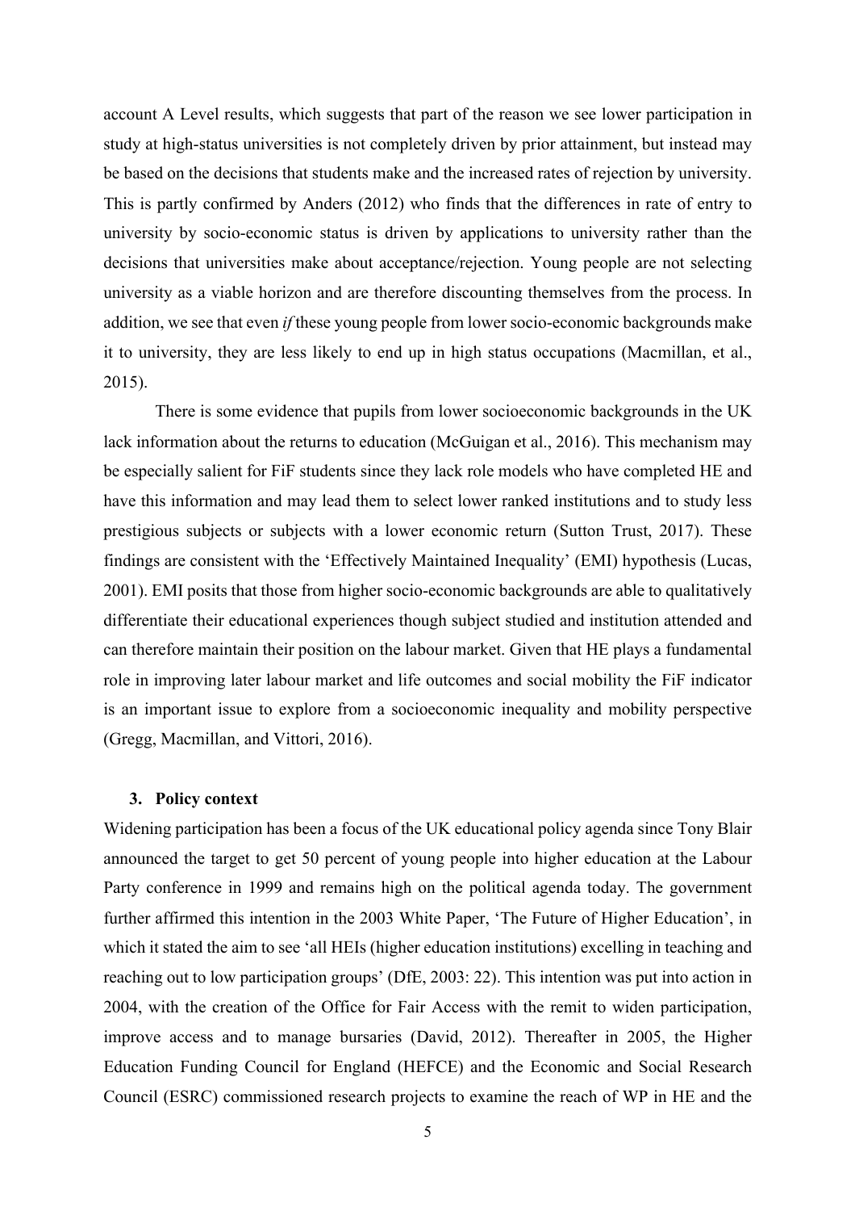account A Level results, which suggests that part of the reason we see lower participation in study at high-status universities is not completely driven by prior attainment, but instead may be based on the decisions that students make and the increased rates of rejection by university. This is partly confirmed by Anders (2012) who finds that the differences in rate of entry to university by socio-economic status is driven by applications to university rather than the decisions that universities make about acceptance/rejection. Young people are not selecting university as a viable horizon and are therefore discounting themselves from the process. In addition, we see that even *if* these young people from lower socio-economic backgrounds make it to university, they are less likely to end up in high status occupations (Macmillan, et al., 2015).

There is some evidence that pupils from lower socioeconomic backgrounds in the UK lack information about the returns to education (McGuigan et al., 2016). This mechanism may be especially salient for FiF students since they lack role models who have completed HE and have this information and may lead them to select lower ranked institutions and to study less prestigious subjects or subjects with a lower economic return (Sutton Trust, 2017). These findings are consistent with the 'Effectively Maintained Inequality' (EMI) hypothesis (Lucas, 2001). EMI posits that those from higher socio-economic backgrounds are able to qualitatively differentiate their educational experiences though subject studied and institution attended and can therefore maintain their position on the labour market. Given that HE plays a fundamental role in improving later labour market and life outcomes and social mobility the FiF indicator is an important issue to explore from a socioeconomic inequality and mobility perspective (Gregg, Macmillan, and Vittori, 2016).

## 3. Policy context

Widening participation has been a focus of the UK educational policy agenda since Tony Blair announced the target to get 50 percent of young people into higher education at the Labour Party conference in 1999 and remains high on the political agenda today. The government further affirmed this intention in the 2003 White Paper, 'The Future of Higher Education', in which it stated the aim to see 'all HEIs (higher education institutions) excelling in teaching and reaching out to low participation groups' (DfE, 2003: 22). This intention was put into action in 2004, with the creation of the Office for Fair Access with the remit to widen participation, improve access and to manage bursaries (David, 2012). Thereafter in 2005, the Higher Education Funding Council for England (HEFCE) and the Economic and Social Research Council (ESRC) commissioned research projects to examine the reach of WP in HE and the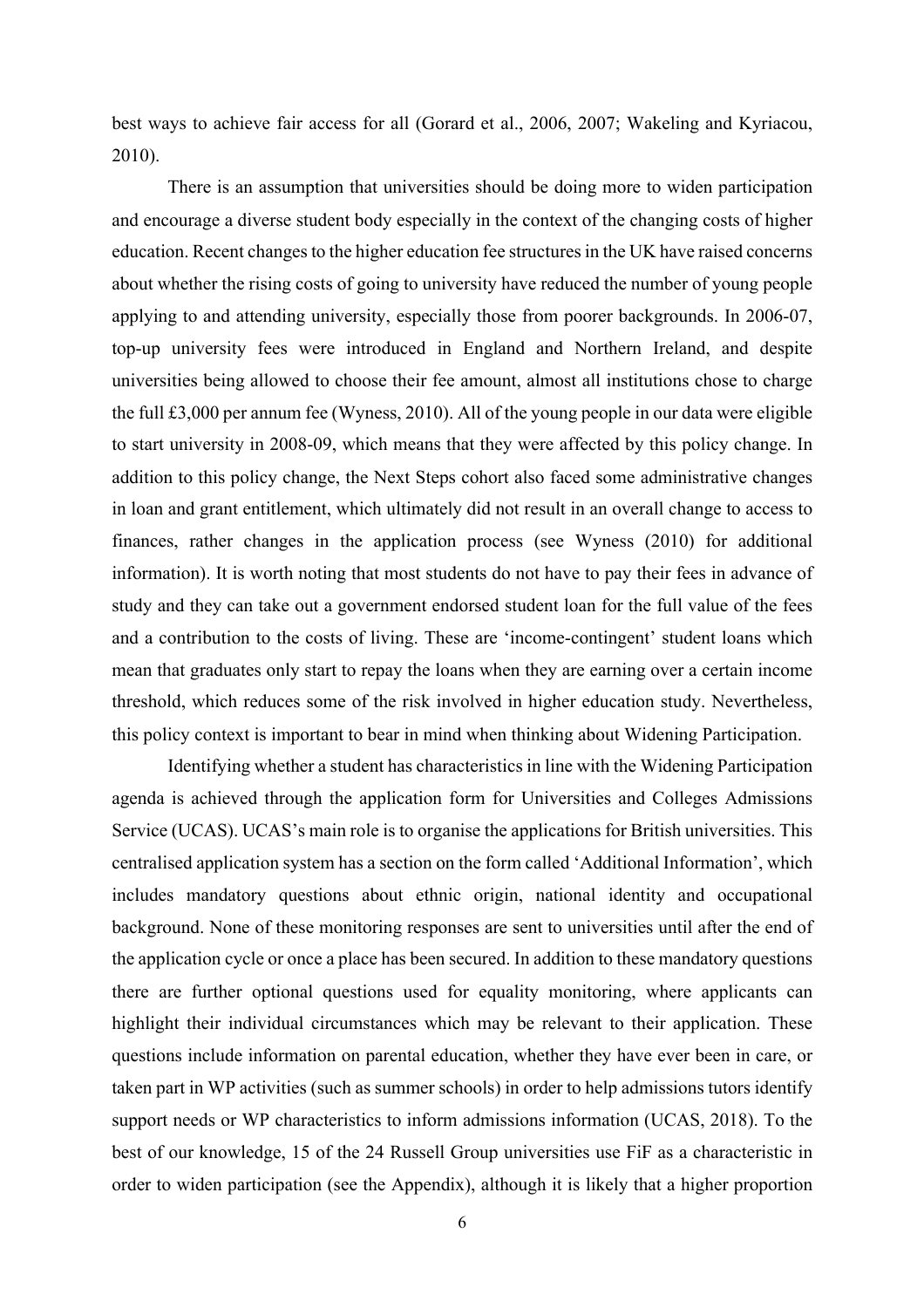best ways to achieve fair access for all (Gorard et al., 2006, 2007; Wakeling and Kyriacou, 2010).

There is an assumption that universities should be doing more to widen participation and encourage a diverse student body especially in the context of the changing costs of higher education. Recent changes to the higher education fee structures in the UK have raised concerns about whether the rising costs of going to university have reduced the number of young people applying to and attending university, especially those from poorer backgrounds. In 2006-07, top-up university fees were introduced in England and Northern Ireland, and despite universities being allowed to choose their fee amount, almost all institutions chose to charge the full £3,000 per annum fee (Wyness, 2010). All of the young people in our data were eligible to start university in 2008-09, which means that they were affected by this policy change. In addition to this policy change, the Next Steps cohort also faced some administrative changes in loan and grant entitlement, which ultimately did not result in an overall change to access to finances, rather changes in the application process (see Wyness (2010) for additional information). It is worth noting that most students do not have to pay their fees in advance of study and they can take out a government endorsed student loan for the full value of the fees and a contribution to the costs of living. These are 'income-contingent' student loans which mean that graduates only start to repay the loans when they are earning over a certain income threshold, which reduces some of the risk involved in higher education study. Nevertheless, this policy context is important to bear in mind when thinking about Widening Participation.

Identifying whether a student has characteristics in line with the Widening Participation agenda is achieved through the application form for Universities and Colleges Admissions Service (UCAS). UCAS's main role is to organise the applications for British universities. This centralised application system has a section on the form called 'Additional Information', which includes mandatory questions about ethnic origin, national identity and occupational background. None of these monitoring responses are sent to universities until after the end of the application cycle or once a place has been secured. In addition to these mandatory questions there are further optional questions used for equality monitoring, where applicants can highlight their individual circumstances which may be relevant to their application. These questions include information on parental education, whether they have ever been in care, or taken part in WP activities (such as summer schools) in order to help admissions tutors identify support needs or WP characteristics to inform admissions information (UCAS, 2018). To the best of our knowledge, 15 of the 24 Russell Group universities use FiF as a characteristic in order to widen participation (see the Appendix), although it is likely that a higher proportion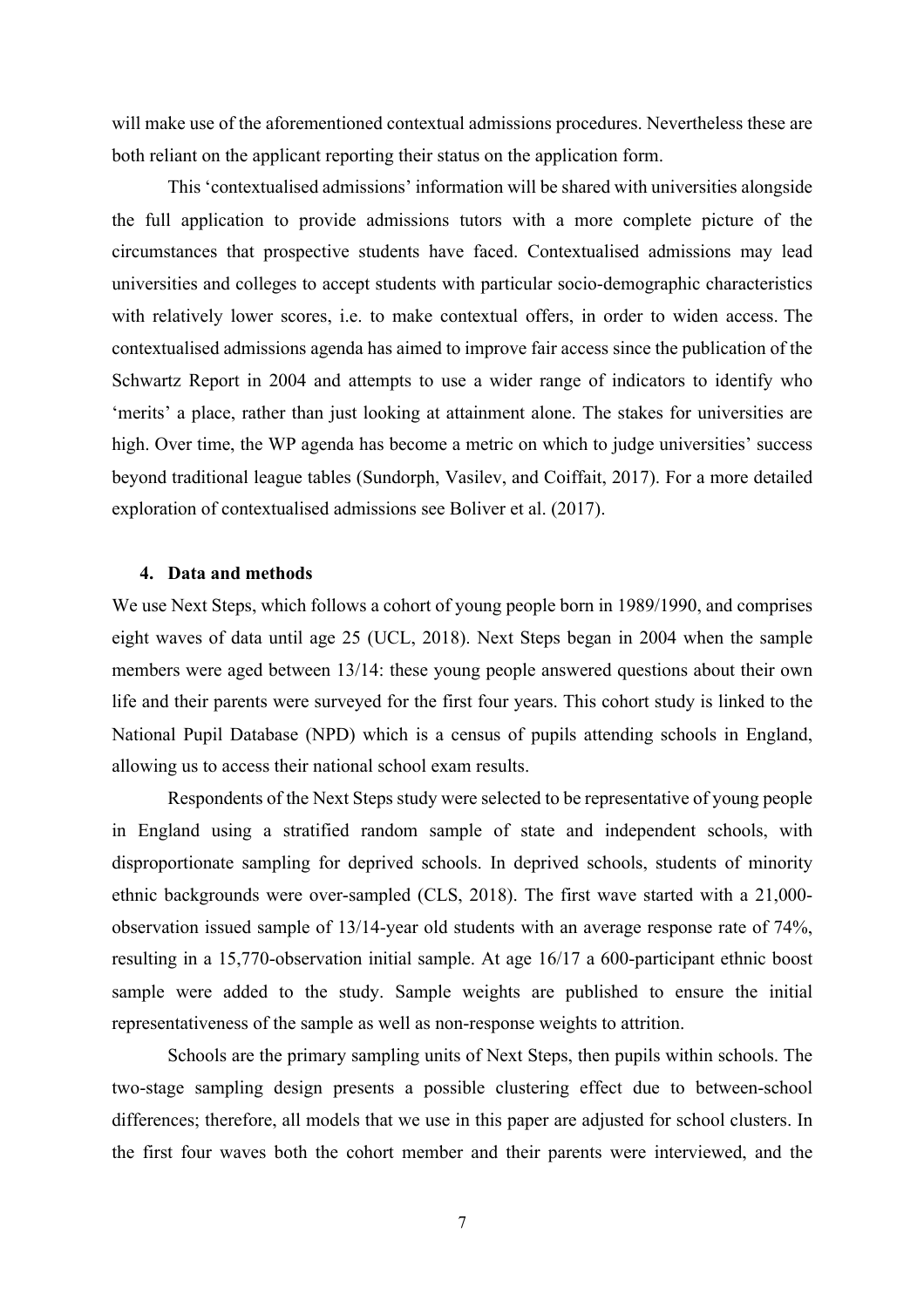will make use of the aforementioned contextual admissions procedures. Nevertheless these are both reliant on the applicant reporting their status on the application form.

This 'contextualised admissions' information will be shared with universities alongside the full application to provide admissions tutors with a more complete picture of the circumstances that prospective students have faced. Contextualised admissions may lead universities and colleges to accept students with particular socio-demographic characteristics with relatively lower scores, i.e. to make contextual offers, in order to widen access. The contextualised admissions agenda has aimed to improve fair access since the publication of the Schwartz Report in 2004 and attempts to use a wider range of indicators to identify who 'merits' a place, rather than just looking at attainment alone. The stakes for universities are high. Over time, the WP agenda has become a metric on which to judge universities' success beyond traditional league tables (Sundorph, Vasilev, and Coiffait, 2017). For a more detailed exploration of contextualised admissions see Boliver et al. (2017).

## 4. Data and methods

We use Next Steps, which follows a cohort of young people born in 1989/1990, and comprises eight waves of data until age 25 (UCL, 2018). Next Steps began in 2004 when the sample members were aged between 13/14: these young people answered questions about their own life and their parents were surveyed for the first four years. This cohort study is linked to the National Pupil Database (NPD) which is a census of pupils attending schools in England, allowing us to access their national school exam results.

Respondents of the Next Steps study were selected to be representative of young people in England using a stratified random sample of state and independent schools, with disproportionate sampling for deprived schools. In deprived schools, students of minority ethnic backgrounds were over-sampled (CLS, 2018). The first wave started with a 21,000-observation issued sample of 13/14-year old students with an average response rate of 74%, resulting in a 15,770-observation initial sample. At age 16/17 a 600-participant ethnic boost sample were added to the study. Sample weights are published to ensure the initial representativeness of the sample as well as non-response weights to attrition.

Schools are the primary sampling units of Next Steps, then pupils within schools. The two-stage sampling design presents a possible clustering effect due to between-school differences; therefore, all models that we use in this paper are adjusted for school clusters. In the first four waves both the cohort member and their parents were interviewed, and the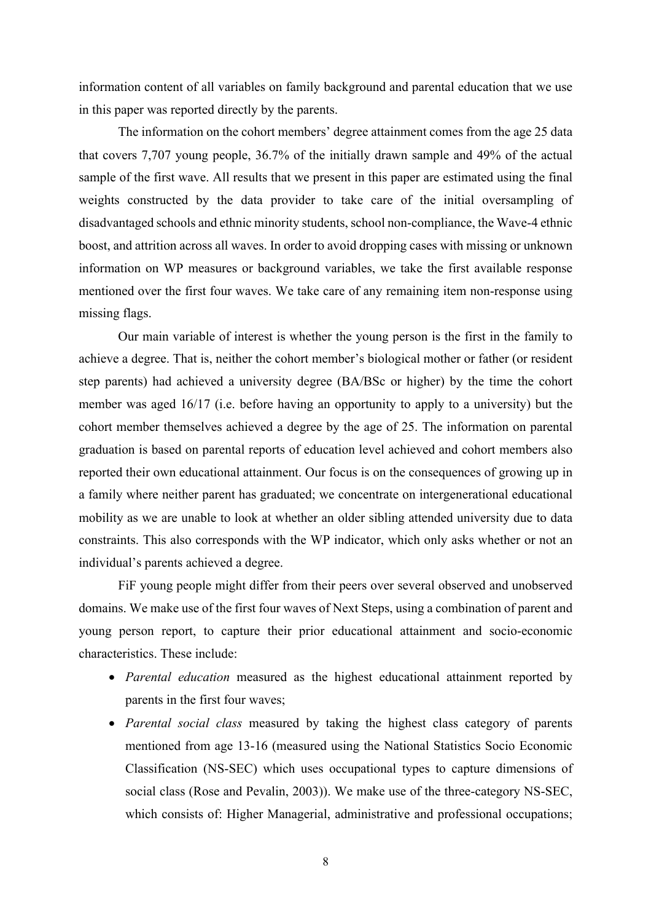information content of all variables on family background and parental education that we use in this paper was reported directly by the parents.

The information on the cohort members' degree attainment comes from the age 25 data that covers 7,707 young people, 36.7% of the initially drawn sample and 49% of the actual sample of the first wave. All results that we present in this paper are estimated using the final weights constructed by the data provider to take care of the initial oversampling of disadvantaged schools and ethnic minority students, school non-compliance, the Wave-4 ethnic boost, and attrition across all waves. In order to avoid dropping cases with missing or unknown information on WP measures or background variables, we take the first available response mentioned over the first four waves. We take care of any remaining item non-response using missing flags.

Our main variable of interest is whether the young person is the first in the family to achieve a degree. That is, neither the cohort member's biological mother or father (or resident step parents) had achieved a university degree (BA/BSc or higher) by the time the cohort member was aged 16/17 (i.e. before having an opportunity to apply to a university) but the cohort member themselves achieved a degree by the age of 25. The information on parental graduation is based on parental reports of education level achieved and cohort members also reported their own educational attainment. Our focus is on the consequences of growing up in a family where neither parent has graduated; we concentrate on intergenerational educational mobility as we are unable to look at whether an older sibling attended university due to data constraints. This also corresponds with the WP indicator, which only asks whether or not an individual's parents achieved a degree.

FiF young people might differ from their peers over several observed and unobserved domains. We make use of the first four waves of Next Steps, using a combination of parent and young person report, to capture their prior educational attainment and socio-economic characteristics. These include:

- *Parental education* measured as the highest educational attainment reported by parents in the first four waves;
- *Parental social class* measured by taking the highest class category of parents mentioned from age 13-16 (measured using the National Statistics Socio Economic Classification (NS-SEC) which uses occupational types to capture dimensions of social class (Rose and Pevalin, 2003)). We make use of the three-category NS-SEC, which consists of: Higher Managerial, administrative and professional occupations;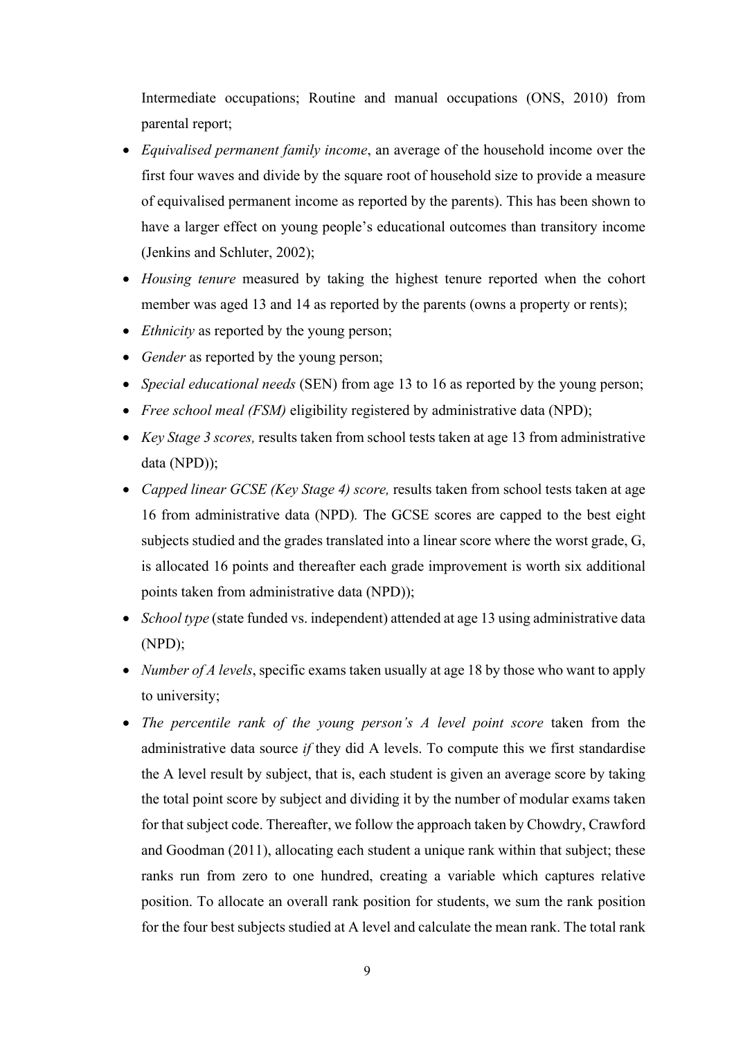Intermediate occupations; Routine and manual occupations (ONS, 2010) from parental report;

- *Equivalised permanent family income*, an average of the household income over the first four waves and divide by the square root of household size to provide a measure of equivalised permanent income as reported by the parents). This has been shown to have a larger effect on young people's educational outcomes than transitory income (Jenkins and Schluter, 2002);
- *Housing tenure* measured by taking the highest tenure reported when the cohort member was aged 13 and 14 as reported by the parents (owns a property or rents);
- *Ethnicity* as reported by the young person;
- *Gender* as reported by the young person;
- *Special educational needs* (SEN) from age 13 to 16 as reported by the young person;
- *Free school meal (FSM)* eligibility registered by administrative data (NPD);
- *Key Stage 3 scores,* results taken from school tests taken at age 13 from administrative data (NPD));
- *Capped linear GCSE (Key Stage 4) score,* results taken from school tests taken at age 16 from administrative data (NPD). The GCSE scores are capped to the best eight subjects studied and the grades translated into a linear score where the worst grade, G, is allocated 16 points and thereafter each grade improvement is worth six additional points taken from administrative data (NPD));
- *School type* (state funded vs. independent) attended at age 13 using administrative data (NPD);
- *Number of A levels*, specific exams taken usually at age 18 by those who want to apply to university;
- *The percentile rank of the young person's A level point score* taken from the administrative data source *if* they did A levels. To compute this we first standardise the A level result by subject, that is, each student is given an average score by taking the total point score by subject and dividing it by the number of modular exams taken for that subject code. Thereafter, we follow the approach taken by Chowdry, Crawford and Goodman (2011), allocating each student a unique rank within that subject; these ranks run from zero to one hundred, creating a variable which captures relative position. To allocate an overall rank position for students, we sum the rank position for the four best subjects studied at A level and calculate the mean rank. The total rank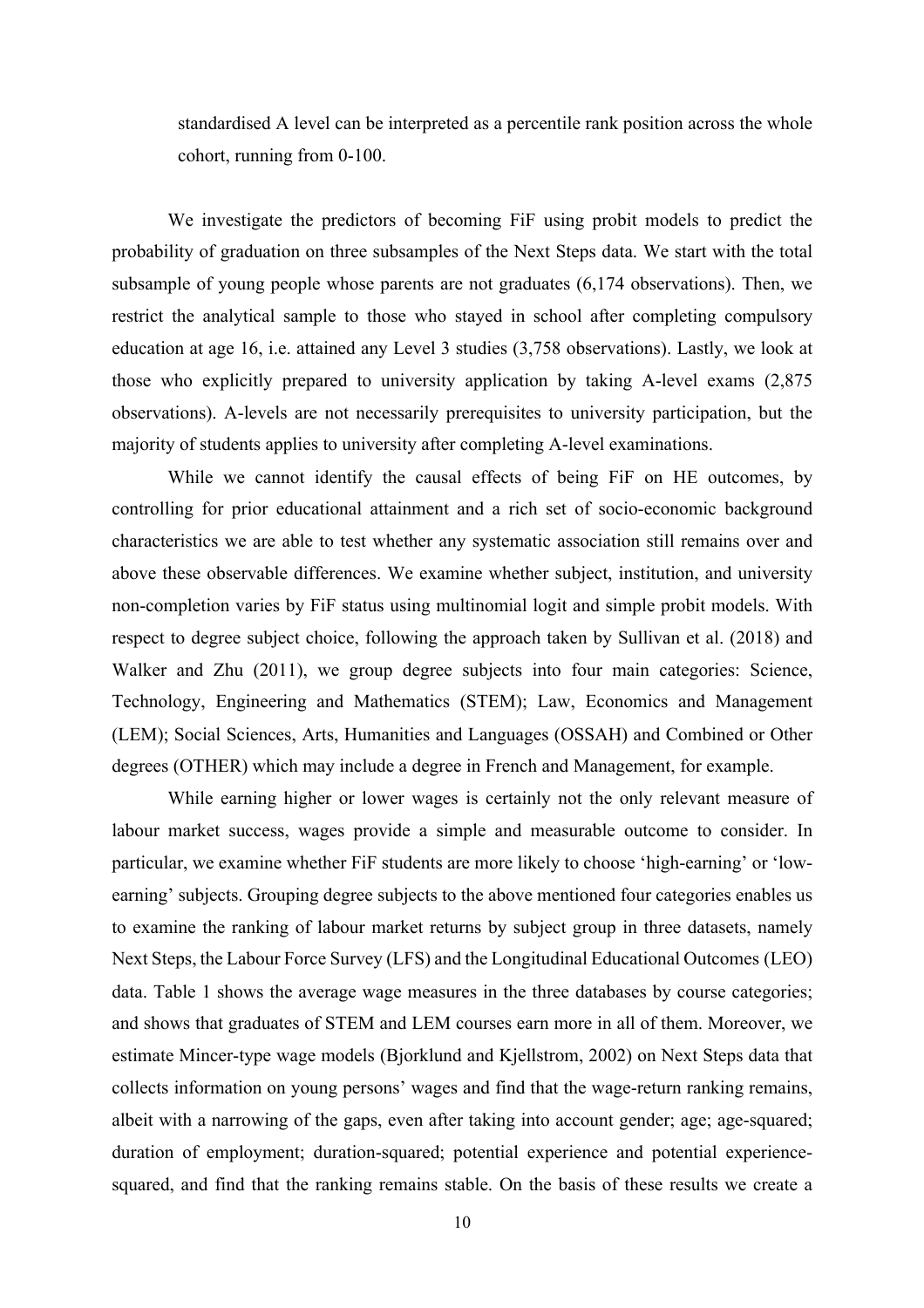standardised A level can be interpreted as a percentile rank position across the whole cohort, running from 0-100.

We investigate the predictors of becoming FiF using probit models to predict the probability of graduation on three subsamples of the Next Steps data. We start with the total subsample of young people whose parents are not graduates (6,174 observations). Then, we restrict the analytical sample to those who stayed in school after completing compulsory education at age 16, i.e. attained any Level 3 studies (3,758 observations). Lastly, we look at those who explicitly prepared to university application by taking A-level exams (2,875 observations). A-levels are not necessarily prerequisites to university participation, but the majority of students applies to university after completing A-level examinations.

While we cannot identify the causal effects of being FiF on HE outcomes, by controlling for prior educational attainment and a rich set of socio-economic background characteristics we are able to test whether any systematic association still remains over and above these observable differences. We examine whether subject, institution, and university non-completion varies by FiF status using multinomial logit and simple probit models. With respect to degree subject choice, following the approach taken by Sullivan et al. (2018) and Walker and Zhu (2011), we group degree subjects into four main categories: Science, Technology, Engineering and Mathematics (STEM); Law, Economics and Management (LEM); Social Sciences, Arts, Humanities and Languages (OSSAH) and Combined or Other degrees (OTHER) which may include a degree in French and Management, for example.

While earning higher or lower wages is certainly not the only relevant measure of labour market success, wages provide a simple and measurable outcome to consider. In particular, we examine whether FiF students are more likely to choose 'high-earning' or 'low-earning' subjects. Grouping degree subjects to the above mentioned four categories enables us to examine the ranking of labour market returns by subject group in three datasets, namely Next Steps, the Labour Force Survey (LFS) and the Longitudinal Educational Outcomes (LEO) data. Table 1 shows the average wage measures in the three databases by course categories; and shows that graduates of STEM and LEM courses earn more in all of them. Moreover, we estimate Mincer-type wage models (Bjorklund and Kjellstrom, 2002) on Next Steps data that collects information on young persons' wages and find that the wage-return ranking remains, albeit with a narrowing of the gaps, even after taking into account gender; age; age-squared; duration of employment; duration-squared; potential experience and potential experience-squared, and find that the ranking remains stable. On the basis of these results we create a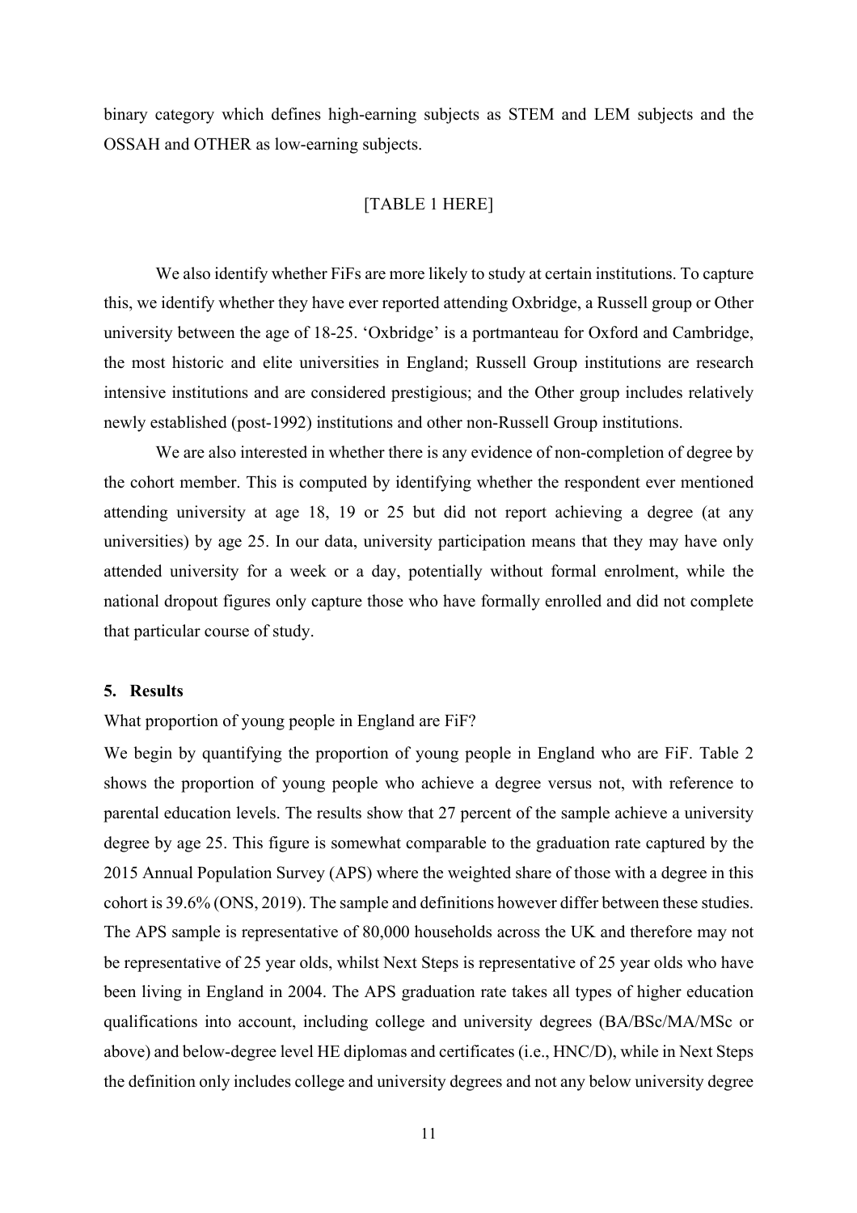binary category which defines high-earning subjects as STEM and LEM subjects and the OSSAH and OTHER as low-earning subjects.

[TABLE 1 HERE]

We also identify whether FiFs are more likely to study at certain institutions. To capture this, we identify whether they have ever reported attending Oxbridge, a Russell group or Other university between the age of 18-25. 'Oxbridge' is a portmanteau for Oxford and Cambridge, the most historic and elite universities in England; Russell Group institutions are research intensive institutions and are considered prestigious; and the Other group includes relatively newly established (post-1992) institutions and other non-Russell Group institutions.

We are also interested in whether there is any evidence of non-completion of degree by the cohort member. This is computed by identifying whether the respondent ever mentioned attending university at age 18, 19 or 25 but did not report achieving a degree (at any universities) by age 25. In our data, university participation means that they may have only attended university for a week or a day, potentially without formal enrolment, while the national dropout figures only capture those who have formally enrolled and did not complete that particular course of study.

## 5. Results

What proportion of young people in England are FiF?

We begin by quantifying the proportion of young people in England who are FiF. Table 2 shows the proportion of young people who achieve a degree versus not, with reference to parental education levels. The results show that 27 percent of the sample achieve a university degree by age 25. This figure is somewhat comparable to the graduation rate captured by the 2015 Annual Population Survey (APS) where the weighted share of those with a degree in this cohort is 39.6% (ONS, 2019). The sample and definitions however differ between these studies. The APS sample is representative of 80,000 households across the UK and therefore may not be representative of 25 year olds, whilst Next Steps is representative of 25 year olds who have been living in England in 2004. The APS graduation rate takes all types of higher education qualifications into account, including college and university degrees (BA/BSc/MA/MSc or above) and below-degree level HE diplomas and certificates (i.e., HNC/D), while in Next Steps the definition only includes college and university degrees and not any below university degree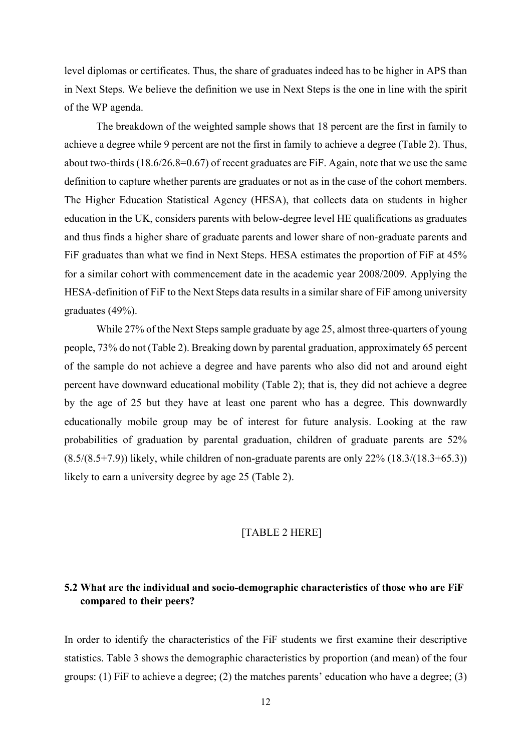level diplomas or certificates. Thus, the share of graduates indeed has to be higher in APS than in Next Steps. We believe the definition we use in Next Steps is the one in line with the spirit of the WP agenda.

The breakdown of the weighted sample shows that 18 percent are the first in family to achieve a degree while 9 percent are not the first in family to achieve a degree (Table 2). Thus, about two-thirds (18.6/26.8=0.67) of recent graduates are FiF. Again, note that we use the same definition to capture whether parents are graduates or not as in the case of the cohort members. The Higher Education Statistical Agency (HESA), that collects data on students in higher education in the UK, considers parents with below-degree level HE qualifications as graduates and thus finds a higher share of graduate parents and lower share of non-graduate parents and FiF graduates than what we find in Next Steps. HESA estimates the proportion of FiF at 45% for a similar cohort with commencement date in the academic year 2008/2009. Applying the HESA-definition of FiF to the Next Steps data results in a similar share of FiF among university graduates (49%).

While 27% of the Next Steps sample graduate by age 25, almost three-quarters of young people, 73% do not (Table 2). Breaking down by parental graduation, approximately 65 percent of the sample do not achieve a degree and have parents who also did not and around eight percent have downward educational mobility (Table 2); that is, they did not achieve a degree by the age of 25 but they have at least one parent who has a degree. This downwardly educationally mobile group may be of interest for future analysis. Looking at the raw probabilities of graduation by parental graduation, children of graduate parents are 52% (8.5/(8.5+7.9)) likely, while children of non-graduate parents are only 22% (18.3/(18.3+65.3)) likely to earn a university degree by age 25 (Table 2).

[TABLE 2 HERE]

### 5.2 What are the individual and socio-demographic characteristics of those who are FiF compared to their peers?

In order to identify the characteristics of the FiF students we first examine their descriptive statistics. Table 3 shows the demographic characteristics by proportion (and mean) of the four groups: (1) FiF to achieve a degree; (2) the matches parents' education who have a degree; (3)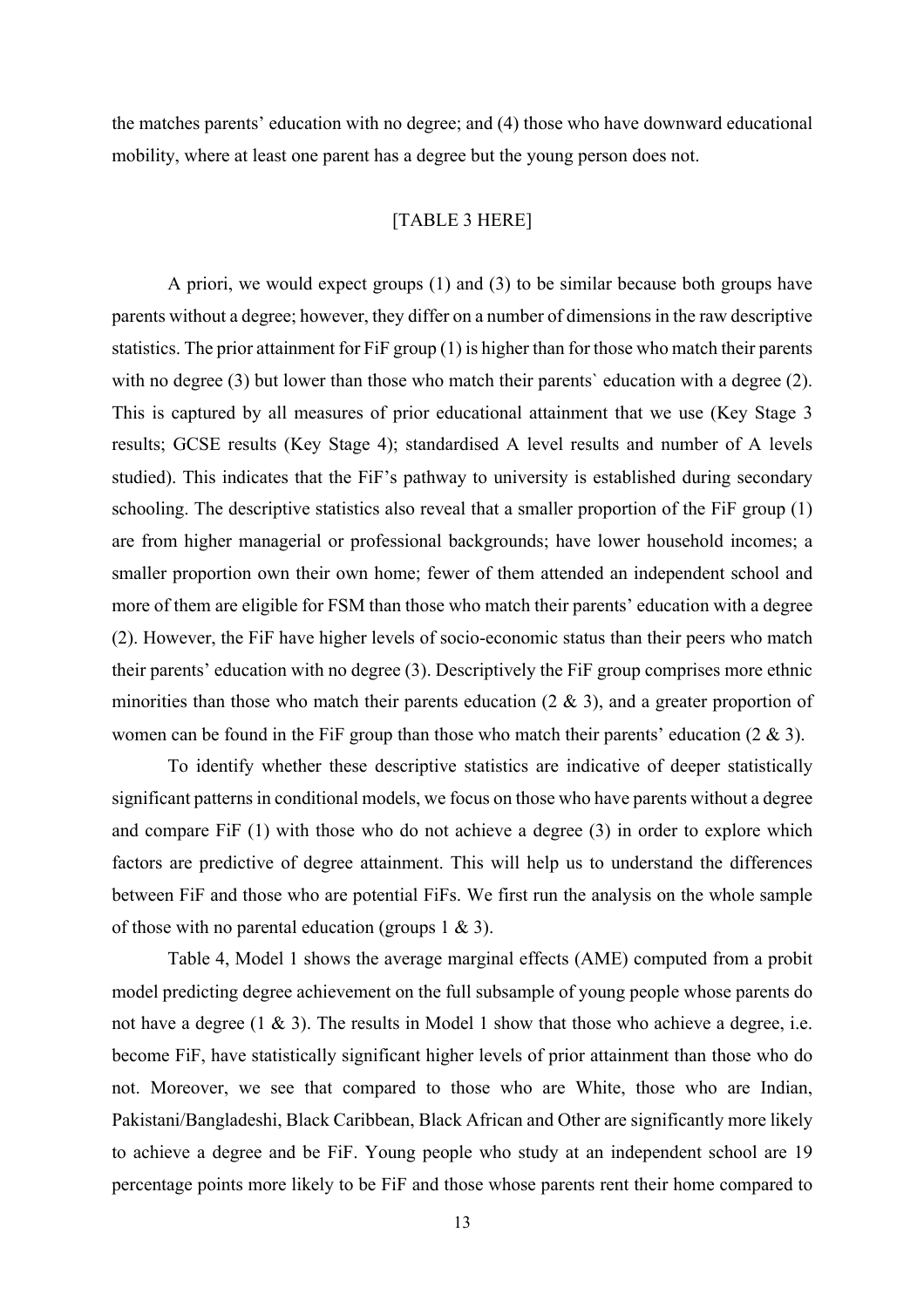the matches parents' education with no degree; and (4) those who have downward educational mobility, where at least one parent has a degree but the young person does not.

[TABLE 3 HERE]

A priori, we would expect groups (1) and (3) to be similar because both groups have parents without a degree; however, they differ on a number of dimensions in the raw descriptive statistics. The prior attainment for FiF group (1) is higher than for those who match their parents with no degree (3) but lower than those who match their parents` education with a degree (2). This is captured by all measures of prior educational attainment that we use (Key Stage 3 results; GCSE results (Key Stage 4); standardised A level results and number of A levels studied). This indicates that the FiF's pathway to university is established during secondary schooling. The descriptive statistics also reveal that a smaller proportion of the FiF group (1) are from higher managerial or professional backgrounds; have lower household incomes; a smaller proportion own their own home; fewer of them attended an independent school and more of them are eligible for FSM than those who match their parents' education with a degree (2). However, the FiF have higher levels of socio-economic status than their peers who match their parents' education with no degree (3). Descriptively the FiF group comprises more ethnic minorities than those who match their parents education (2 & 3), and a greater proportion of women can be found in the FiF group than those who match their parents' education (2 & 3).

To identify whether these descriptive statistics are indicative of deeper statistically significant patterns in conditional models, we focus on those who have parents without a degree and compare FiF (1) with those who do not achieve a degree (3) in order to explore which factors are predictive of degree attainment. This will help us to understand the differences between FiF and those who are potential FiFs. We first run the analysis on the whole sample of those with no parental education (groups 1 & 3).

Table 4, Model 1 shows the average marginal effects (AME) computed from a probit model predicting degree achievement on the full subsample of young people whose parents do not have a degree (1 & 3). The results in Model 1 show that those who achieve a degree, i.e. become FiF, have statistically significant higher levels of prior attainment than those who do not. Moreover, we see that compared to those who are White, those who are Indian, Pakistani/Bangladeshi, Black Caribbean, Black African and Other are significantly more likely to achieve a degree and be FiF. Young people who study at an independent school are 19 percentage points more likely to be FiF and those whose parents rent their home compared to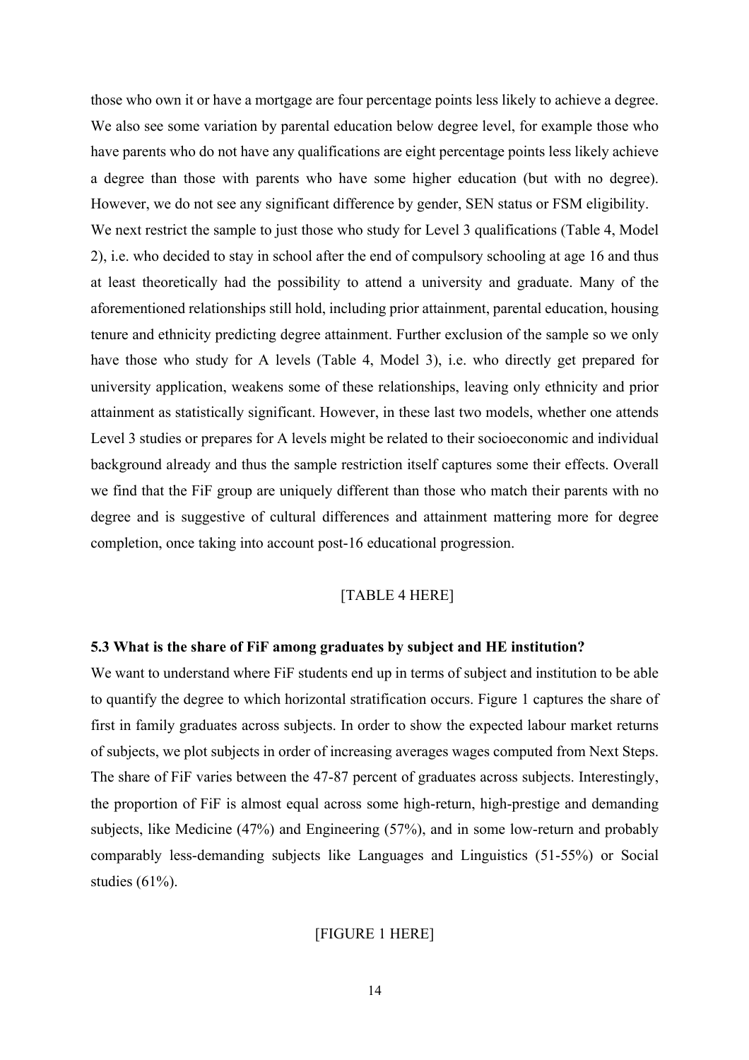those who own it or have a mortgage are four percentage points less likely to achieve a degree. We also see some variation by parental education below degree level, for example those who have parents who do not have any qualifications are eight percentage points less likely achieve a degree than those with parents who have some higher education (but with no degree). However, we do not see any significant difference by gender, SEN status or FSM eligibility.

We next restrict the sample to just those who study for Level 3 qualifications (Table 4, Model 2), i.e. who decided to stay in school after the end of compulsory schooling at age 16 and thus at least theoretically had the possibility to attend a university and graduate. Many of the aforementioned relationships still hold, including prior attainment, parental education, housing tenure and ethnicity predicting degree attainment. Further exclusion of the sample so we only have those who study for A levels (Table 4, Model 3), i.e. who directly get prepared for university application, weakens some of these relationships, leaving only ethnicity and prior attainment as statistically significant. However, in these last two models, whether one attends Level 3 studies or prepares for A levels might be related to their socioeconomic and individual background already and thus the sample restriction itself captures some their effects. Overall we find that the FiF group are uniquely different than those who match their parents with no degree and is suggestive of cultural differences and attainment mattering more for degree completion, once taking into account post-16 educational progression.

[TABLE 4 HERE]

### 5.3 What is the share of FiF among graduates by subject and HE institution?

We want to understand where FiF students end up in terms of subject and institution to be able to quantify the degree to which horizontal stratification occurs. Figure 1 captures the share of first in family graduates across subjects. In order to show the expected labour market returns of subjects, we plot subjects in order of increasing averages wages computed from Next Steps. The share of FiF varies between the 47-87 percent of graduates across subjects. Interestingly, the proportion of FiF is almost equal across some high-return, high-prestige and demanding subjects, like Medicine (47%) and Engineering (57%), and in some low-return and probably comparably less-demanding subjects like Languages and Linguistics (51-55%) or Social studies (61%).

[FIGURE 1 HERE]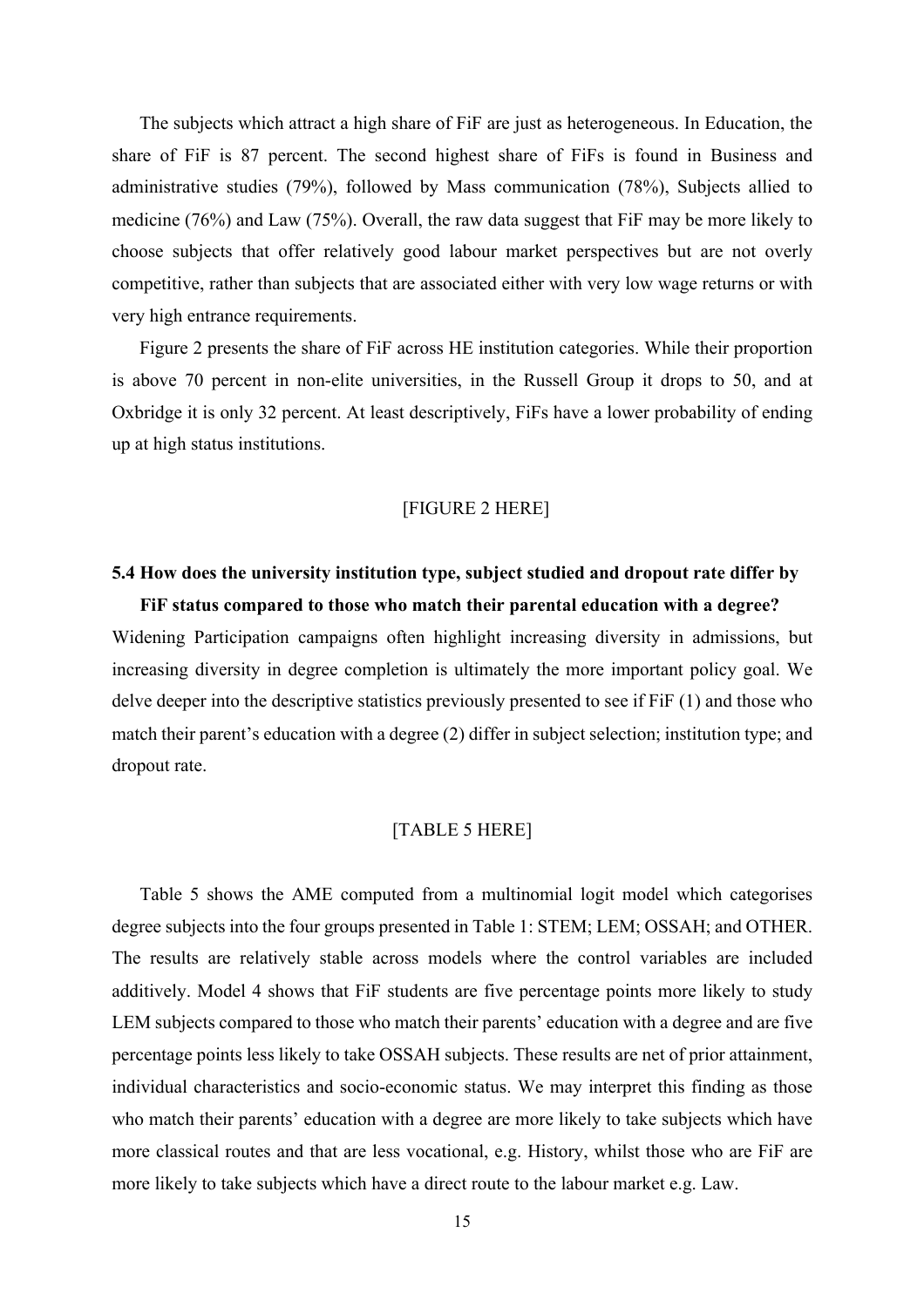The subjects which attract a high share of FiF are just as heterogeneous. In Education, the share of FiF is 87 percent. The second highest share of FiFs is found in Business and administrative studies (79%), followed by Mass communication (78%), Subjects allied to medicine (76%) and Law (75%). Overall, the raw data suggest that FiF may be more likely to choose subjects that offer relatively good labour market perspectives but are not overly competitive, rather than subjects that are associated either with very low wage returns or with very high entrance requirements.

Figure 2 presents the share of FiF across HE institution categories. While their proportion is above 70 percent in non-elite universities, in the Russell Group it drops to 50, and at Oxbridge it is only 32 percent. At least descriptively, FiFs have a lower probability of ending up at high status institutions.

[FIGURE 2 HERE]

### 5.4 How does the university institution type, subject studied and dropout rate differ by FiF status compared to those who match their parental education with a degree?

Widening Participation campaigns often highlight increasing diversity in admissions, but increasing diversity in degree completion is ultimately the more important policy goal. We delve deeper into the descriptive statistics previously presented to see if FiF (1) and those who match their parent's education with a degree (2) differ in subject selection; institution type; and dropout rate.

[TABLE 5 HERE]

Table 5 shows the AME computed from a multinomial logit model which categorises degree subjects into the four groups presented in Table 1: STEM; LEM; OSSAH; and OTHER. The results are relatively stable across models where the control variables are included additively. Model 4 shows that FiF students are five percentage points more likely to study LEM subjects compared to those who match their parents' education with a degree and are five percentage points less likely to take OSSAH subjects. These results are net of prior attainment, individual characteristics and socio-economic status. We may interpret this finding as those who match their parents' education with a degree are more likely to take subjects which have more classical routes and that are less vocational, e.g. History, whilst those who are FiF are more likely to take subjects which have a direct route to the labour market e.g. Law.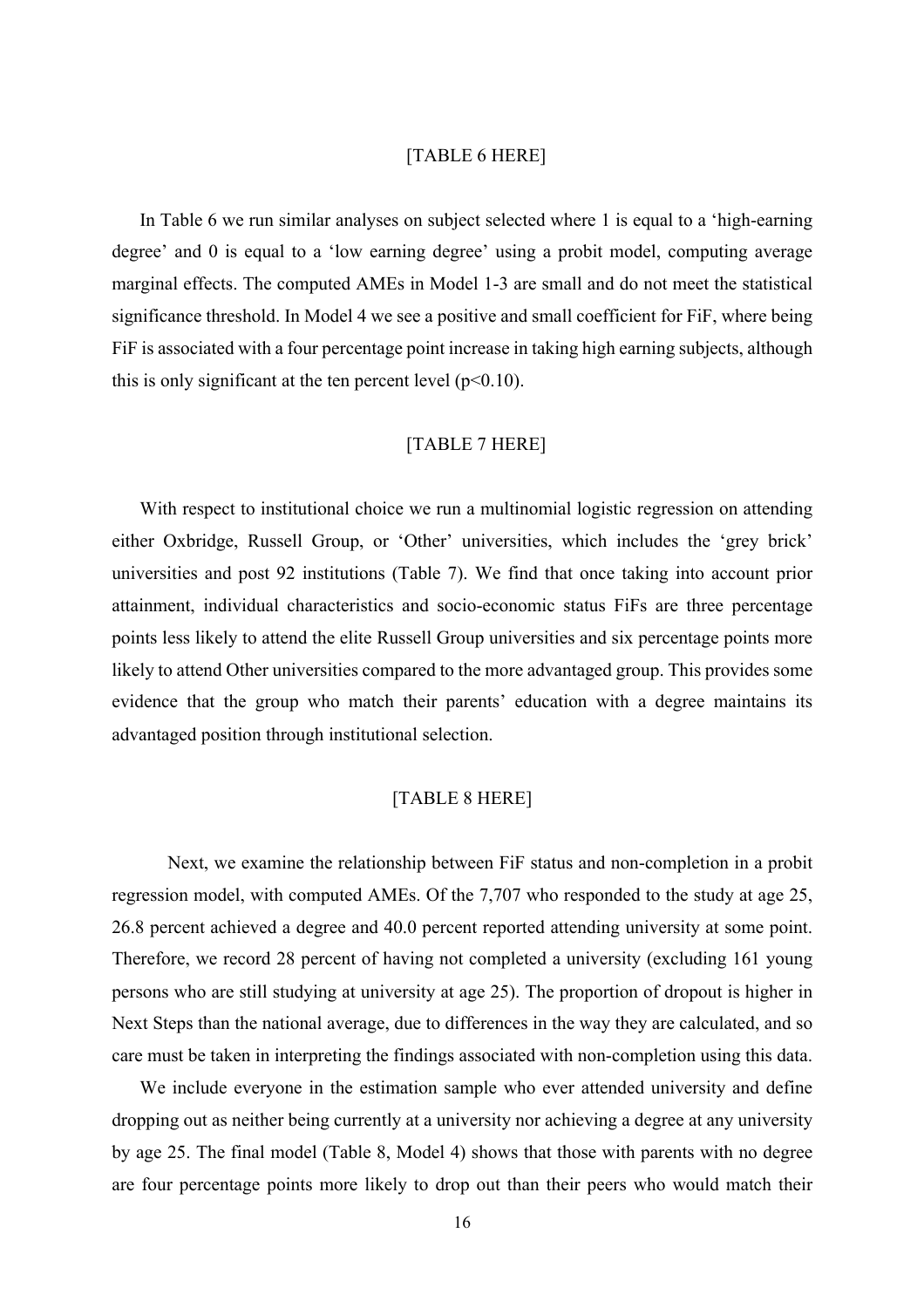[TABLE 6 HERE]

In Table 6 we run similar analyses on subject selected where 1 is equal to a 'high-earning degree' and 0 is equal to a 'low earning degree' using a probit model, computing average marginal effects. The computed AMEs in Model 1-3 are small and do not meet the statistical significance threshold. In Model 4 we see a positive and small coefficient for FiF, where being FiF is associated with a four percentage point increase in taking high earning subjects, although this is only significant at the ten percent level ($p<0.10$).

[TABLE 7 HERE]

With respect to institutional choice we run a multinomial logistic regression on attending either Oxbridge, Russell Group, or 'Other' universities, which includes the 'grey brick' universities and post 92 institutions (Table 7). We find that once taking into account prior attainment, individual characteristics and socio-economic status FiFs are three percentage points less likely to attend the elite Russell Group universities and six percentage points more likely to attend Other universities compared to the more advantaged group. This provides some evidence that the group who match their parents' education with a degree maintains its advantaged position through institutional selection.

[TABLE 8 HERE]

Next, we examine the relationship between FiF status and non-completion in a probit regression model, with computed AMEs. Of the 7,707 who responded to the study at age 25, 26.8 percent achieved a degree and 40.0 percent reported attending university at some point. Therefore, we record 28 percent of having not completed a university (excluding 161 young persons who are still studying at university at age 25). The proportion of dropout is higher in Next Steps than the national average, due to differences in the way they are calculated, and so care must be taken in interpreting the findings associated with non-completion using this data.

We include everyone in the estimation sample who ever attended university and define dropping out as neither being currently at a university nor achieving a degree at any university by age 25. The final model (Table 8, Model 4) shows that those with parents with no degree are four percentage points more likely to drop out than their peers who would match their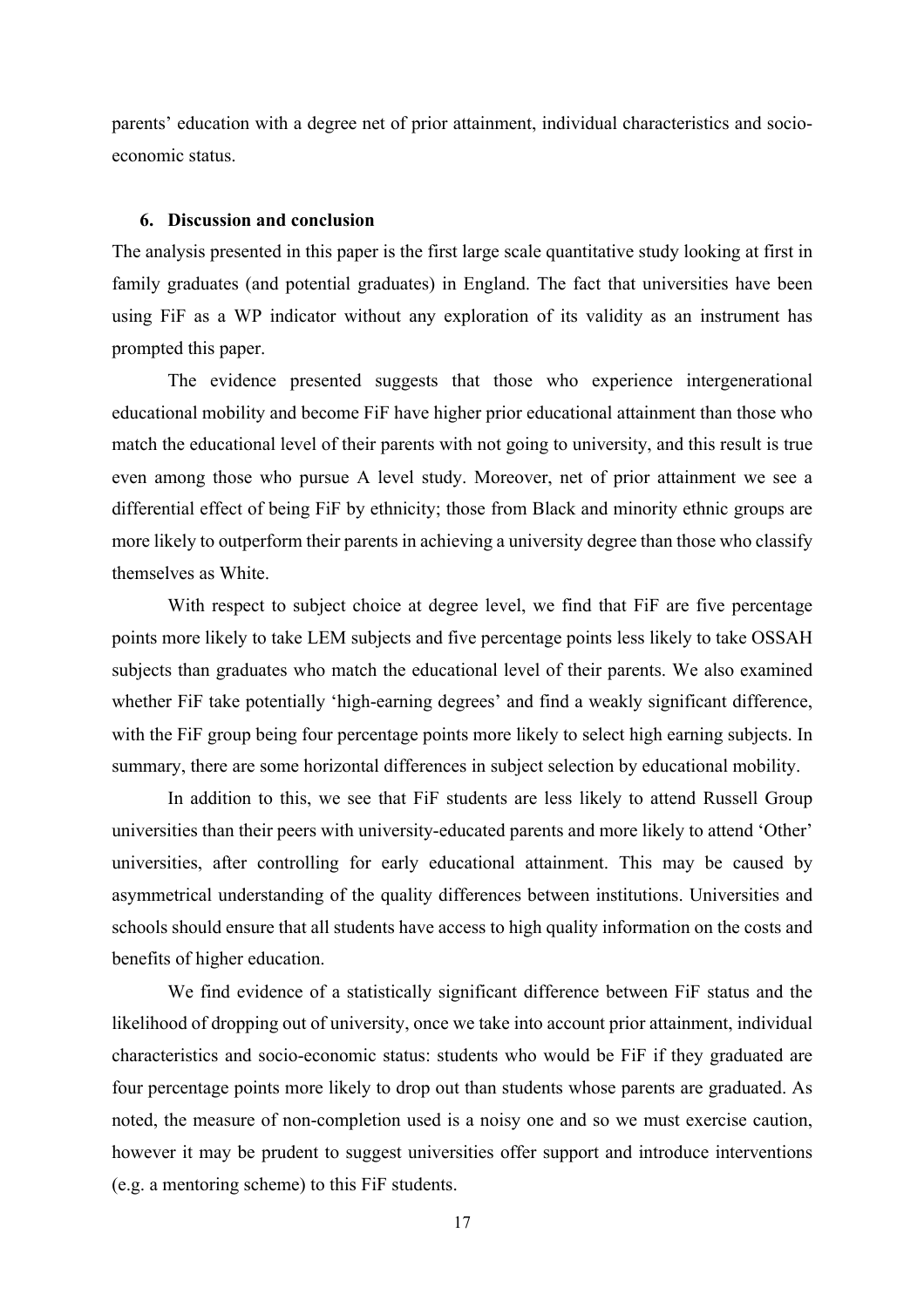parents' education with a degree net of prior attainment, individual characteristics and socio-economic status.

## 6. Discussion and conclusion

The analysis presented in this paper is the first large scale quantitative study looking at first in family graduates (and potential graduates) in England. The fact that universities have been using FiF as a WP indicator without any exploration of its validity as an instrument has prompted this paper.

The evidence presented suggests that those who experience intergenerational educational mobility and become FiF have higher prior educational attainment than those who match the educational level of their parents with not going to university, and this result is true even among those who pursue A level study. Moreover, net of prior attainment we see a differential effect of being FiF by ethnicity; those from Black and minority ethnic groups are more likely to outperform their parents in achieving a university degree than those who classify themselves as White.

With respect to subject choice at degree level, we find that FiF are five percentage points more likely to take LEM subjects and five percentage points less likely to take OSSAH subjects than graduates who match the educational level of their parents. We also examined whether FiF take potentially 'high-earning degrees' and find a weakly significant difference, with the FiF group being four percentage points more likely to select high earning subjects. In summary, there are some horizontal differences in subject selection by educational mobility.

In addition to this, we see that FiF students are less likely to attend Russell Group universities than their peers with university-educated parents and more likely to attend 'Other' universities, after controlling for early educational attainment. This may be caused by asymmetrical understanding of the quality differences between institutions. Universities and schools should ensure that all students have access to high quality information on the costs and benefits of higher education.

We find evidence of a statistically significant difference between FiF status and the likelihood of dropping out of university, once we take into account prior attainment, individual characteristics and socio-economic status: students who would be FiF if they graduated are four percentage points more likely to drop out than students whose parents are graduated. As noted, the measure of non-completion used is a noisy one and so we must exercise caution, however it may be prudent to suggest universities offer support and introduce interventions (e.g. a mentoring scheme) to this FiF students.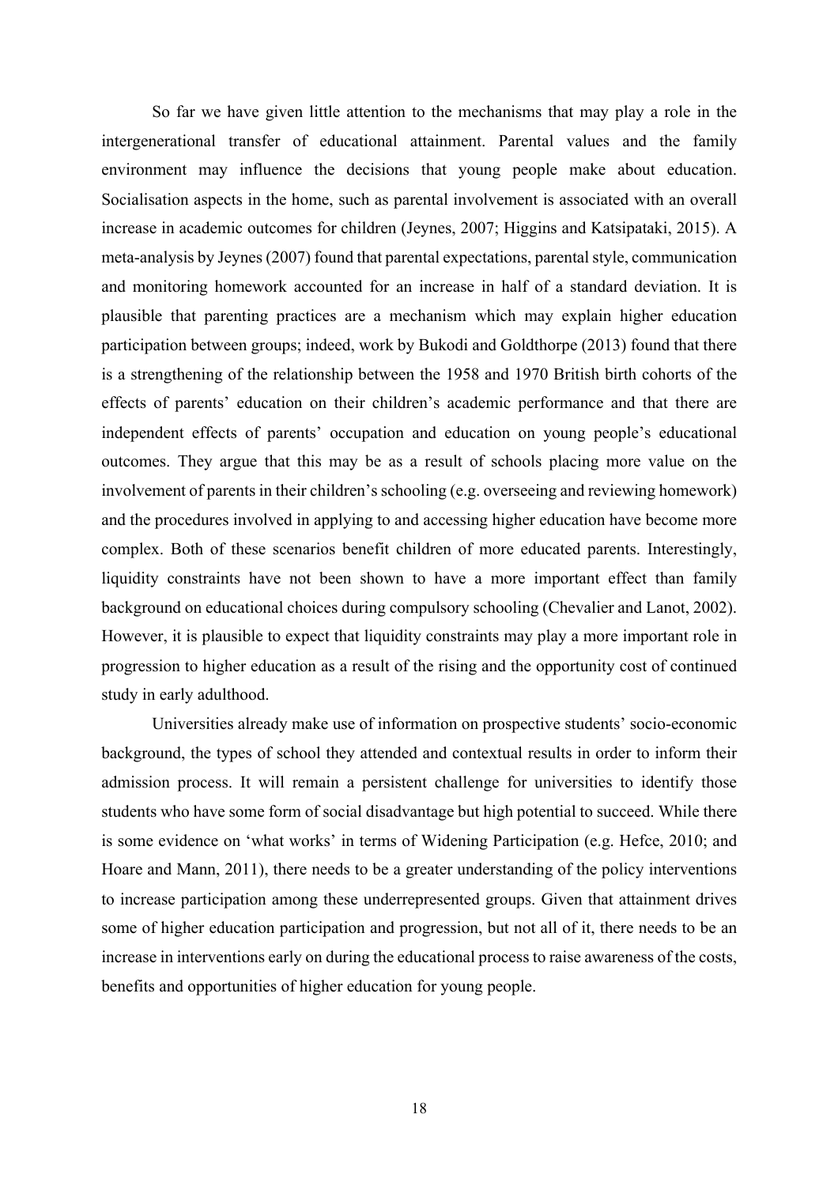So far we have given little attention to the mechanisms that may play a role in the intergenerational transfer of educational attainment. Parental values and the family environment may influence the decisions that young people make about education. Socialisation aspects in the home, such as parental involvement is associated with an overall increase in academic outcomes for children (Jeynes, 2007; Higgins and Katsipataki, 2015). A meta-analysis by Jeynes (2007) found that parental expectations, parental style, communication and monitoring homework accounted for an increase in half of a standard deviation. It is plausible that parenting practices are a mechanism which may explain higher education participation between groups; indeed, work by Bukodi and Goldthorpe (2013) found that there is a strengthening of the relationship between the 1958 and 1970 British birth cohorts of the effects of parents' education on their children's academic performance and that there are independent effects of parents' occupation and education on young people's educational outcomes. They argue that this may be as a result of schools placing more value on the involvement of parents in their children's schooling (e.g. overseeing and reviewing homework) and the procedures involved in applying to and accessing higher education have become more complex. Both of these scenarios benefit children of more educated parents. Interestingly, liquidity constraints have not been shown to have a more important effect than family background on educational choices during compulsory schooling (Chevalier and Lanot, 2002). However, it is plausible to expect that liquidity constraints may play a more important role in progression to higher education as a result of the rising and the opportunity cost of continued study in early adulthood.

Universities already make use of information on prospective students' socio-economic background, the types of school they attended and contextual results in order to inform their admission process. It will remain a persistent challenge for universities to identify those students who have some form of social disadvantage but high potential to succeed. While there is some evidence on 'what works' in terms of Widening Participation (e.g. Hefce, 2010; and Hoare and Mann, 2011), there needs to be a greater understanding of the policy interventions to increase participation among these underrepresented groups. Given that attainment drives some of higher education participation and progression, but not all of it, there needs to be an increase in interventions early on during the educational process to raise awareness of the costs, benefits and opportunities of higher education for young people.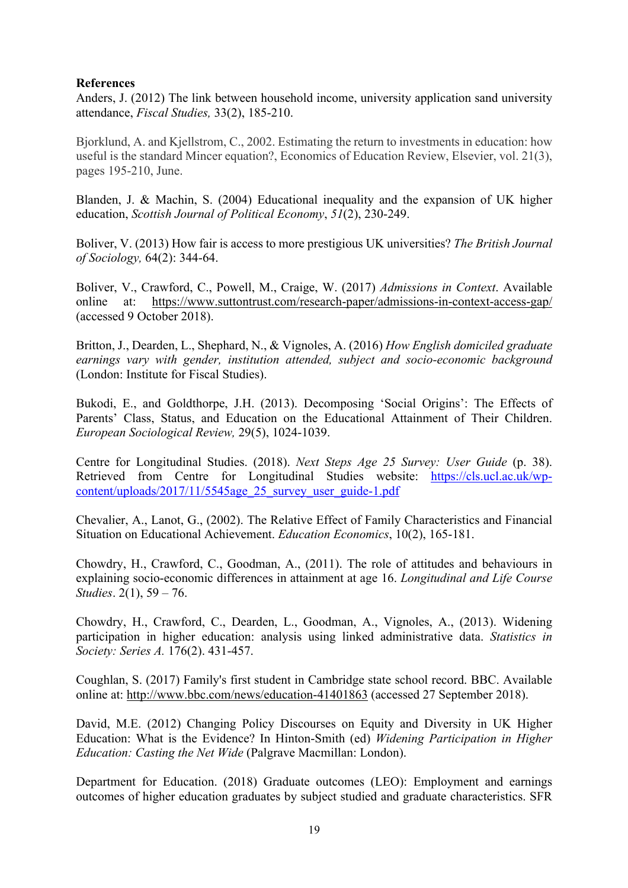**References**

Anders, J. (2012) The link between household income, university application sand university attendance, *Fiscal Studies,* 33(2), 185-210.

Bjorklund, A. and Kjellstrom, C., 2002. Estimating the return to investments in education: how useful is the standard Mincer equation?, Economics of Education Review, Elsevier, vol. 21(3), pages 195-210, June.

Blanden, J. & Machin, S. (2004) Educational inequality and the expansion of UK higher education, *Scottish Journal of Political Economy*, *51*(2), 230-249.

Boliver, V. (2013) How fair is access to more prestigious UK universities? *The British Journal of Sociology,* 64(2): 344-64.

Boliver, V., Crawford, C., Powell, M., Craige, W. (2017) *Admissions in Context*. Available online at: https://www.suttontrust.com/research-paper/admissions-in-context-access-gap/ (accessed 9 October 2018).

Britton, J., Dearden, L., Shephard, N., & Vignoles, A. (2016) *How English domiciled graduate earnings vary with gender, institution attended, subject and socio-economic background* (London: Institute for Fiscal Studies).

Bukodi, E., and Goldthorpe, J.H. (2013). Decomposing 'Social Origins': The Effects of Parents' Class, Status, and Education on the Educational Attainment of Their Children. *European Sociological Review,* 29(5), 1024-1039.

Centre for Longitudinal Studies. (2018). *Next Steps Age 25 Survey: User Guide* (p. 38). Retrieved from Centre for Longitudinal Studies website: https://cls.ucl.ac.uk/wp-content/uploads/2017/11/5545age_25_survey_user_guide-1.pdf

Chevalier, A., Lanot, G., (2002). The Relative Effect of Family Characteristics and Financial Situation on Educational Achievement. *Education Economics*, 10(2), 165-181.

Chowdry, H., Crawford, C., Goodman, A., (2011). The role of attitudes and behaviours in explaining socio-economic differences in attainment at age 16. *Longitudinal and Life Course Studies*. 2(1), 59 – 76.

Chowdry, H., Crawford, C., Dearden, L., Goodman, A., Vignoles, A., (2013). Widening participation in higher education: analysis using linked administrative data. *Statistics in Society: Series A.* 176(2). 431-457.

Coughlan, S. (2017) Family's first student in Cambridge state school record. BBC. Available online at: http://www.bbc.com/news/education-41401863 (accessed 27 September 2018).

David, M.E. (2012) Changing Policy Discourses on Equity and Diversity in UK Higher Education: What is the Evidence? In Hinton-Smith (ed) *Widening Participation in Higher Education: Casting the Net Wide* (Palgrave Macmillan: London).

Department for Education. (2018) Graduate outcomes (LEO): Employment and earnings outcomes of higher education graduates by subject studied and graduate characteristics. SFR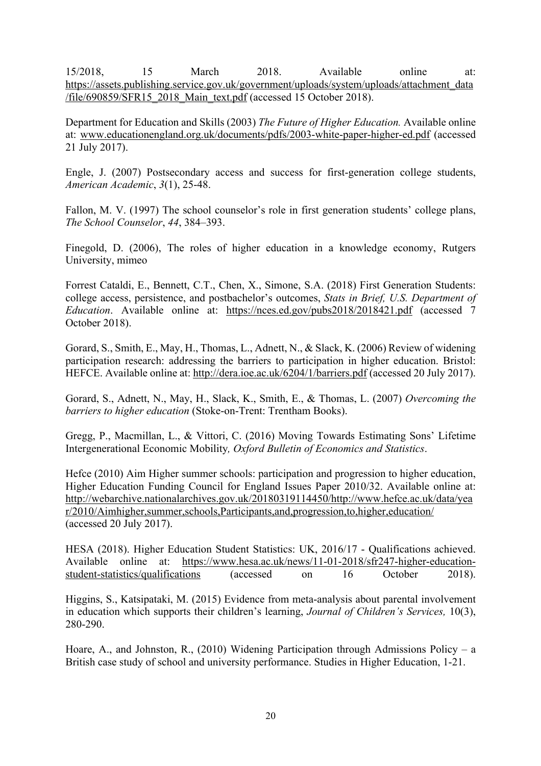15/2018, 15 March 2018. Available online at: https://assets.publishing.service.gov.uk/government/uploads/system/uploads/attachment_data/file/690859/SFR15_2018_Main_text.pdf (accessed 15 October 2018).

Department for Education and Skills (2003) *The Future of Higher Education.* Available online at: www.educationengland.org.uk/documents/pdfs/2003-white-paper-higher-ed.pdf (accessed 21 July 2017).

Engle, J. (2007) Postsecondary access and success for first-generation college students, *American Academic*, *3*(1), 25-48.

Fallon, M. V. (1997) The school counselor's role in first generation students' college plans, *The School Counselor*, *44*, 384–393.

Finegold, D. (2006), The roles of higher education in a knowledge economy, Rutgers University, mimeo

Forrest Cataldi, E., Bennett, C.T., Chen, X., Simone, S.A. (2018) First Generation Students: college access, persistence, and postbachelor's outcomes, *Stats in Brief, U.S. Department of Education*. Available online at: https://nces.ed.gov/pubs2018/2018421.pdf (accessed 7 October 2018).

Gorard, S., Smith, E., May, H., Thomas, L., Adnett, N., & Slack, K. (2006) Review of widening participation research: addressing the barriers to participation in higher education. Bristol: HEFCE. Available online at: http://dera.ioe.ac.uk/6204/1/barriers.pdf (accessed 20 July 2017).

Gorard, S., Adnett, N., May, H., Slack, K., Smith, E., & Thomas, L. (2007) *Overcoming the barriers to higher education* (Stoke-on-Trent: Trentham Books).

Gregg, P., Macmillan, L., & Vittori, C. (2016) Moving Towards Estimating Sons' Lifetime Intergenerational Economic Mobility*, Oxford Bulletin of Economics and Statistics*.

Hefce (2010) Aim Higher summer schools: participation and progression to higher education, Higher Education Funding Council for England Issues Paper 2010/32. Available online at: http://webarchive.nationalarchives.gov.uk/20180319114450/http://www.hefce.ac.uk/data/year/2010/Aimhigher,summer,schools,Participants,and,progression,to,higher,education/ (accessed 20 July 2017).

HESA (2018). Higher Education Student Statistics: UK, 2016/17 - Qualifications achieved. Available online at: https://www.hesa.ac.uk/news/11-01-2018/sfr247-higher-education-student-statistics/qualifications (accessed on 16 October 2018).

Higgins, S., Katsipataki, M. (2015) Evidence from meta-analysis about parental involvement in education which supports their children's learning, *Journal of Children's Services,* 10(3), 280-290.

Hoare, A., and Johnston, R., (2010) Widening Participation through Admissions Policy – a British case study of school and university performance. Studies in Higher Education, 1-21.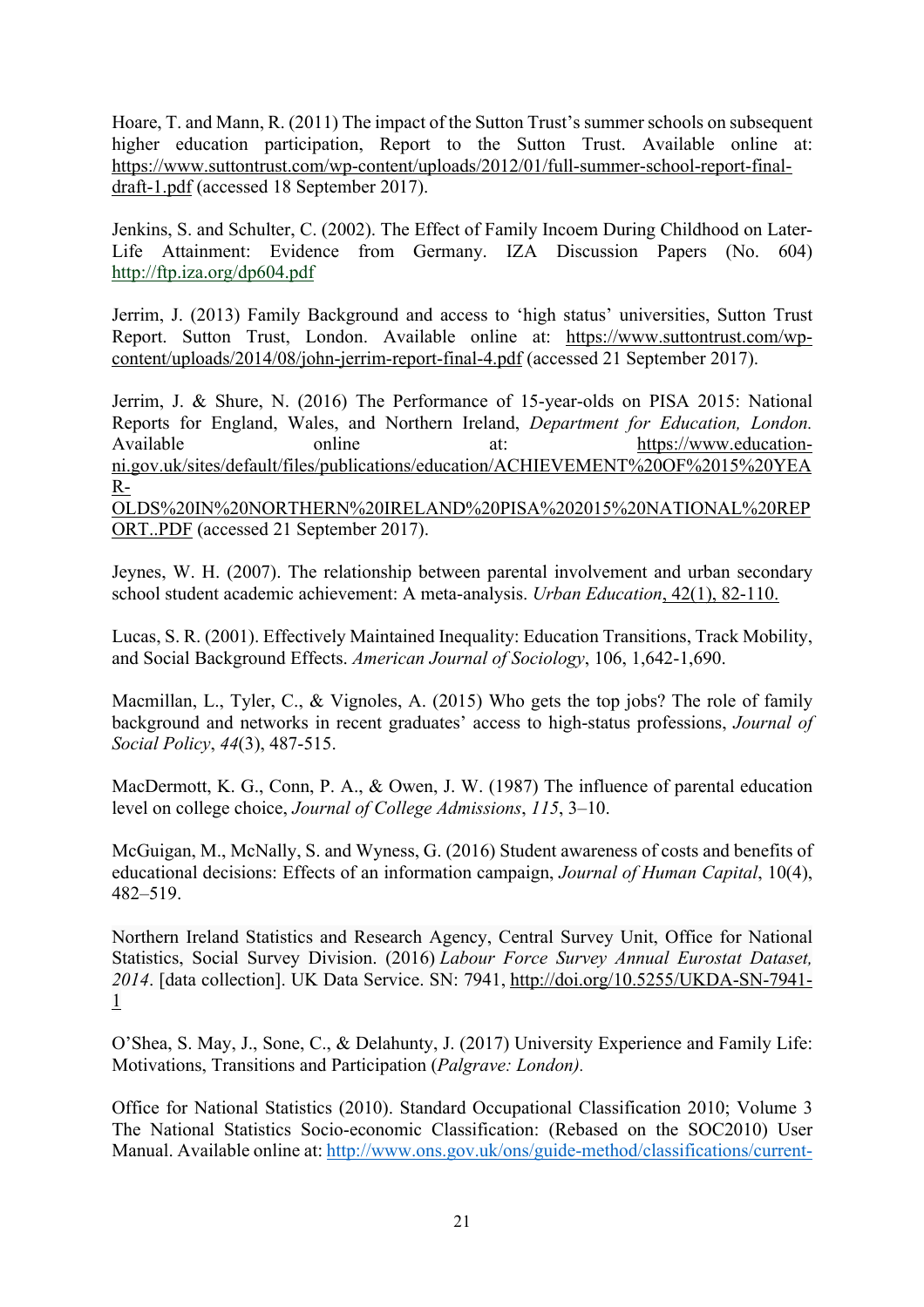Hoare, T. and Mann, R. (2011) The impact of the Sutton Trust's summer schools on subsequent higher education participation, Report to the Sutton Trust. Available online at: https://www.suttontrust.com/wp-content/uploads/2012/01/full-summer-school-report-final-draft-1.pdf (accessed 18 September 2017).

Jenkins, S. and Schulter, C. (2002). The Effect of Family Incoem During Childhood on Later-Life Attainment: Evidence from Germany. IZA Discussion Papers (No. 604) http://ftp.iza.org/dp604.pdf

Jerrim, J. (2013) Family Background and access to 'high status' universities, Sutton Trust Report. Sutton Trust, London. Available online at: https://www.suttontrust.com/wp-content/uploads/2014/08/john-jerrim-report-final-4.pdf (accessed 21 September 2017).

Jerrim, J. & Shure, N. (2016) The Performance of 15-year-olds on PISA 2015: National Reports for England, Wales, and Northern Ireland, *Department for Education, London.* Available online at: https://www.education-ni.gov.uk/sites/default/files/publications/education/ACHIEVEMENT%20OF%2015%20YEAR-OLDS%20IN%20NORTHERN%20IRELAND%20PISA%202015%20NATIONAL%20REPORT..PDF (accessed 21 September 2017).

Jeynes, W. H. (2007). The relationship between parental involvement and urban secondary school student academic achievement: A meta-analysis. *Urban Education*, 42(1), 82-110.

Lucas, S. R. (2001). Effectively Maintained Inequality: Education Transitions, Track Mobility, and Social Background Effects. *American Journal of Sociology*, 106, 1,642-1,690.

Macmillan, L., Tyler, C., & Vignoles, A. (2015) Who gets the top jobs? The role of family background and networks in recent graduates' access to high-status professions, *Journal of Social Policy*, *44*(3), 487-515.

MacDermott, K. G., Conn, P. A., & Owen, J. W. (1987) The influence of parental education level on college choice, *Journal of College Admissions*, *115*, 3–10.

McGuigan, M., McNally, S. and Wyness, G. (2016) Student awareness of costs and benefits of educational decisions: Effects of an information campaign, *Journal of Human Capital*, 10(4), 482–519.

Northern Ireland Statistics and Research Agency, Central Survey Unit, Office for National Statistics, Social Survey Division. (2016) *Labour Force Survey Annual Eurostat Dataset, 2014*. [data collection]. UK Data Service. SN: 7941, http://doi.org/10.5255/UKDA-SN-7941-1

O'Shea, S. May, J., Sone, C., & Delahunty, J. (2017) University Experience and Family Life: Motivations, Transitions and Participation (*Palgrave: London).*

Office for National Statistics (2010). Standard Occupational Classification 2010; Volume 3 The National Statistics Socio-economic Classification: (Rebased on the SOC2010) User Manual. Available online at: http://www.ons.gov.uk/ons/guide-method/classifications/current-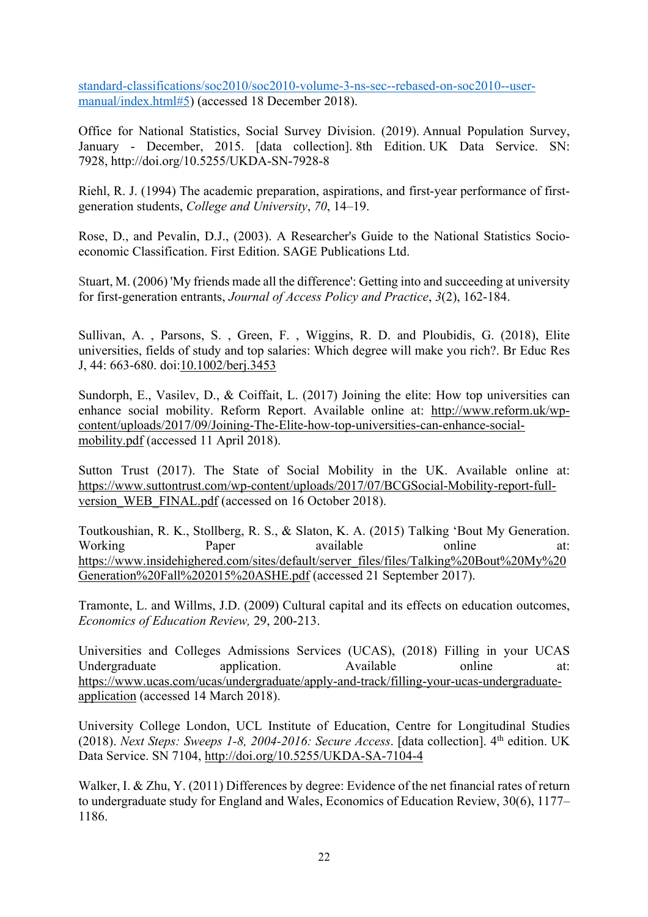standard-classifications/soc2010/soc2010-volume-3-ns-sec--rebased-on-soc2010--user-manual/index.html#5) (accessed 18 December 2018).

Office for National Statistics, Social Survey Division. (2019). Annual Population Survey, January - December, 2015. [data collection]. 8th Edition. UK Data Service. SN: 7928, http://doi.org/10.5255/UKDA-SN-7928-8

Riehl, R. J. (1994) The academic preparation, aspirations, and first-year performance of first-generation students, *College and University*, *70*, 14–19.

Rose, D., and Pevalin, D.J., (2003). A Researcher's Guide to the National Statistics Socio-economic Classification. First Edition. SAGE Publications Ltd.

Stuart, M. (2006) 'My friends made all the difference': Getting into and succeeding at university for first-generation entrants, *Journal of Access Policy and Practice*, *3*(2), 162-184.

Sullivan, A. , Parsons, S. , Green, F. , Wiggins, R. D. and Ploubidis, G. (2018), Elite universities, fields of study and top salaries: Which degree will make you rich?. Br Educ Res J, 44: 663-680. doi:10.1002/berj.3453

Sundorph, E., Vasilev, D., & Coiffait, L. (2017) Joining the elite: How top universities can enhance social mobility. Reform Report. Available online at: http://www.reform.uk/wp-content/uploads/2017/09/Joining-The-Elite-how-top-universities-can-enhance-social-mobility.pdf (accessed 11 April 2018).

Sutton Trust (2017). The State of Social Mobility in the UK. Available online at: https://www.suttontrust.com/wp-content/uploads/2017/07/BCGSocial-Mobility-report-full-version_WEB_FINAL.pdf (accessed on 16 October 2018).

Toutkoushian, R. K., Stollberg, R. S., & Slaton, K. A. (2015) Talking 'Bout My Generation. Working Paper available online at: https://www.insidehighered.com/sites/default/server_files/files/Talking%20Bout%20My%20Generation%20Fall%202015%20ASHE.pdf (accessed 21 September 2017).

Tramonte, L. and Willms, J.D. (2009) Cultural capital and its effects on education outcomes, *Economics of Education Review,* 29, 200-213.

Universities and Colleges Admissions Services (UCAS), (2018) Filling in your UCAS Undergraduate application. Available online at: https://www.ucas.com/ucas/undergraduate/apply-and-track/filling-your-ucas-undergraduate-application (accessed 14 March 2018).

University College London, UCL Institute of Education, Centre for Longitudinal Studies (2018). *Next Steps: Sweeps 1-8, 2004-2016: Secure Access*. [data collection]. 4th edition. UK Data Service. SN 7104, http://doi.org/10.5255/UKDA-SA-7104-4

Walker, I. & Zhu, Y. (2011) Differences by degree: Evidence of the net financial rates of return to undergraduate study for England and Wales, Economics of Education Review, 30(6), 1177–1186.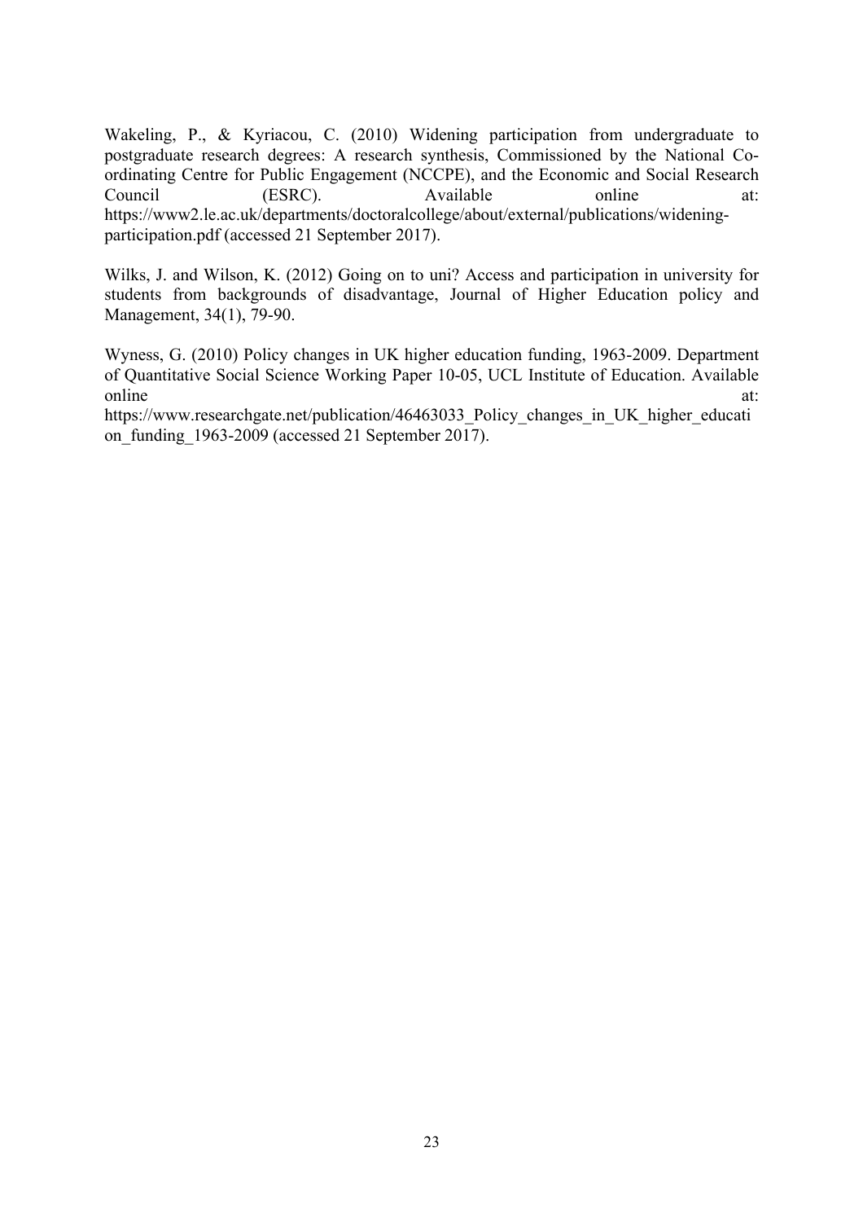Wakeling, P., & Kyriacou, C. (2010) Widening participation from undergraduate to postgraduate research degrees: A research synthesis, Commissioned by the National Co-ordinating Centre for Public Engagement (NCCPE), and the Economic and Social Research Council (ESRC). Available online at: https://www2.le.ac.uk/departments/doctoralcollege/about/external/publications/widening-participation.pdf (accessed 21 September 2017).

Wilks, J. and Wilson, K. (2012) Going on to uni? Access and participation in university for students from backgrounds of disadvantage, Journal of Higher Education policy and Management, 34(1), 79-90.

Wyness, G. (2010) Policy changes in UK higher education funding, 1963-2009. Department of Quantitative Social Science Working Paper 10-05, UCL Institute of Education. Available online at: https://www.researchgate.net/publication/46463033_Policy_changes_in_UK_higher_education_funding_1963-2009 (accessed 21 September 2017).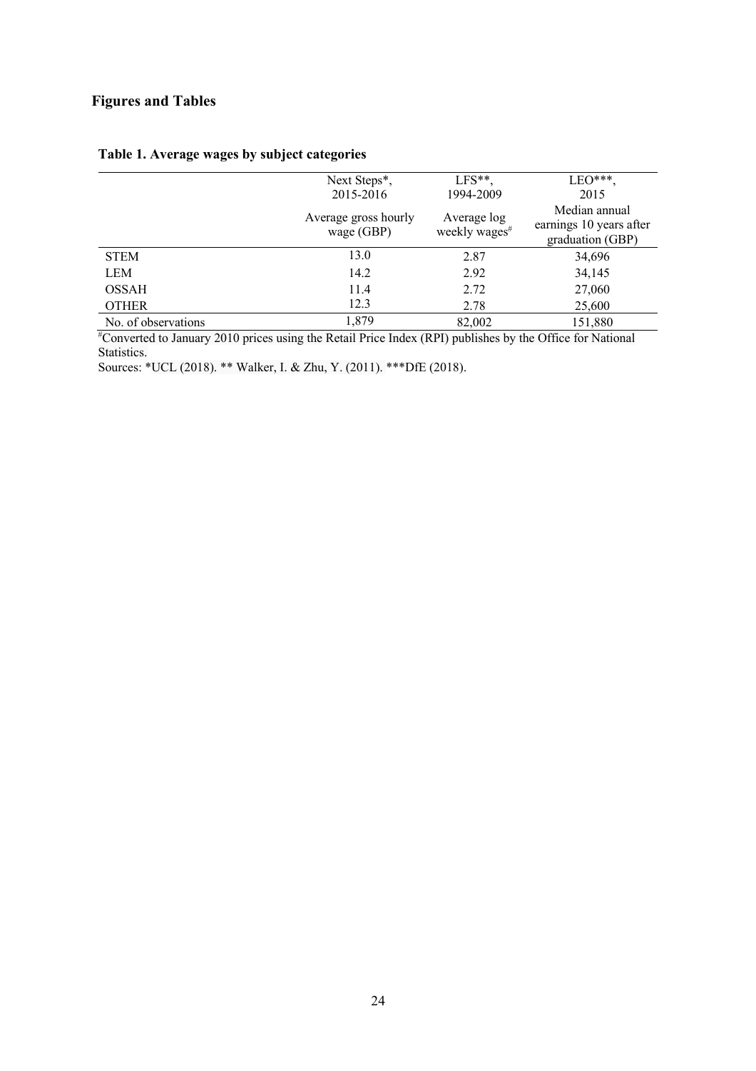## Figures and Tables

**Table 1. Average wages by subject categories**

| | Next Steps*, 2015-2016 | LFS**, 1994-2009 | LEO***, 2015 |
|---|---|---|---|
| | Average gross hourly wage (GBP) | Average log weekly wages# | Median annual earnings 10 years after graduation (GBP) |
| STEM | 13.0 | 2.87 | 34,696 |
| LEM | 14.2 | 2.92 | 34,145 |
| OSSAH | 11.4 | 2.72 | 27,060 |
| OTHER | 12.3 | 2.78 | 25,600 |
| No. of observations | 1,879 | 82,002 | 151,880 |

#Converted to January 2010 prices using the Retail Price Index (RPI) publishes by the Office for National Statistics.

Sources: *UCL (2018). ** Walker, I. & Zhu, Y. (2011). ***DfE (2018).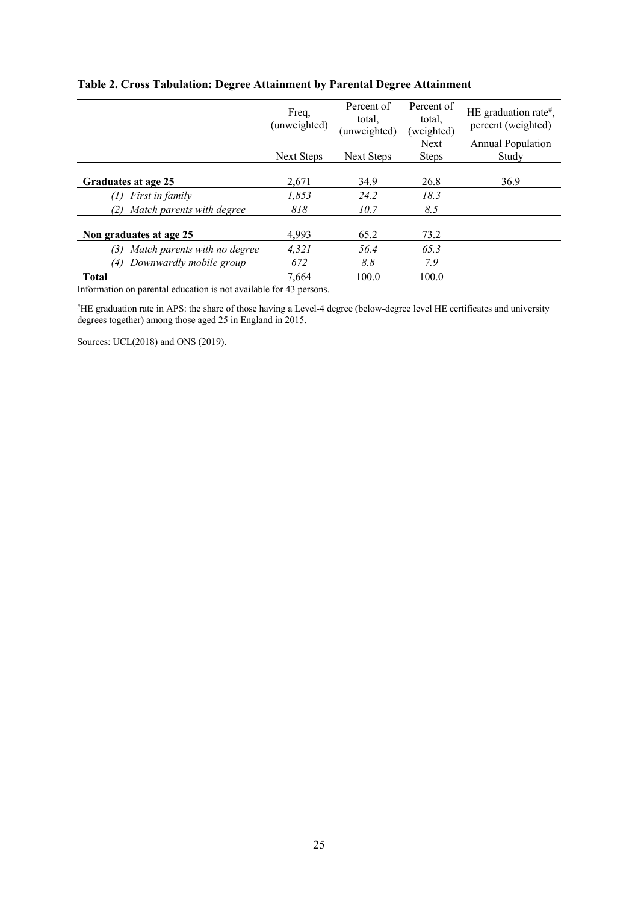**Table 2. Cross Tabulation: Degree Attainment by Parental Degree Attainment**

| | Freq, (unweighted) | Percent of total, (unweighted) | Percent of total, (weighted) | HE graduation rate#, percent (weighted) |
|---|---|---|---|---|
| | Next Steps | Next Steps | Next Steps | Annual Population Study |
| **Graduates at age 25** | 2,671 | 34.9 | 26.8 | 36.9 |
| *(1) First in family* | *1,853* | *24.2* | *18.3* | |
| *(2) Match parents with degree* | *818* | *10.7* | *8.5* | |
| **Non graduates at age 25** | 4,993 | 65.2 | 73.2 | |
| *(3) Match parents with no degree* | *4,321* | *56.4* | *65.3* | |
| *(4) Downwardly mobile group* | *672* | *8.8* | *7.9* | |
| **Total** | 7,664 | 100.0 | 100.0 | |

Information on parental education is not available for 43 persons.

#HE graduation rate in APS: the share of those having a Level-4 degree (below-degree level HE certificates and university degrees together) among those aged 25 in England in 2015.

Sources: UCL(2018) and ONS (2019).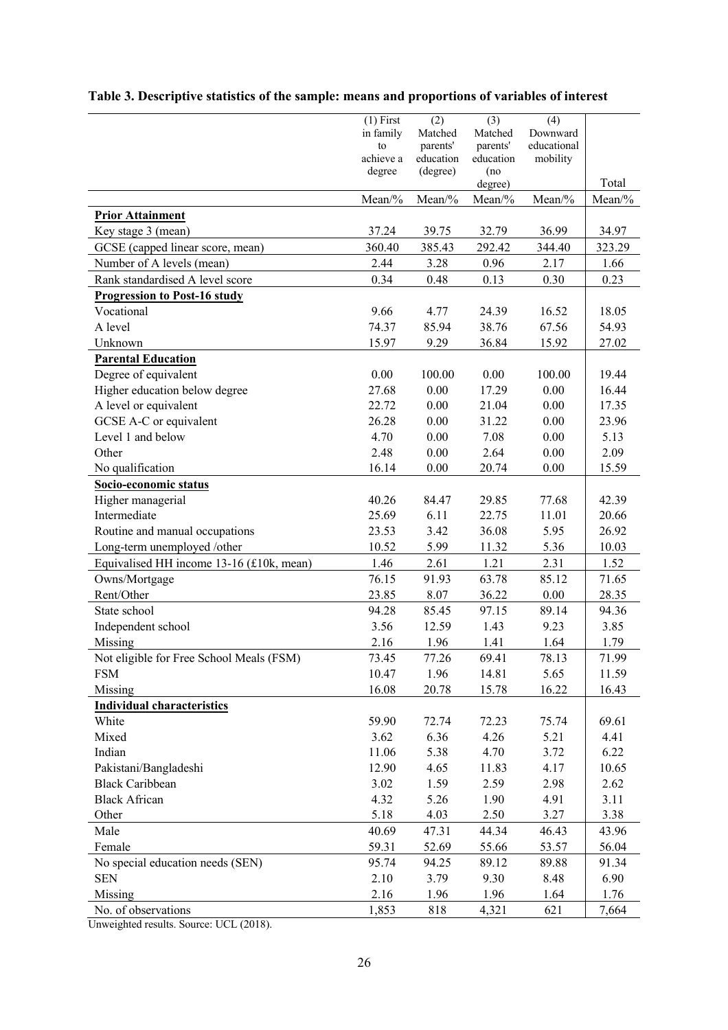**Table 3. Descriptive statistics of the sample: means and proportions of variables of interest**

| | (1) First in family to achieve a degree | (2) Matched parents' education (degree) | (3) Matched parents' education (no degree) | (4) Downward educational mobility | Total |
|---|---|---|---|---|---|
| | Mean/% | Mean/% | Mean/% | Mean/% | Mean/% |
| **Prior Attainment** | | | | | |
| Key stage 3 (mean) | 37.24 | 39.75 | 32.79 | 36.99 | 34.97 |
| GCSE (capped linear score, mean) | 360.40 | 385.43 | 292.42 | 344.40 | 323.29 |
| Number of A levels (mean) | 2.44 | 3.28 | 0.96 | 2.17 | 1.66 |
| Rank standardised A level score | 0.34 | 0.48 | 0.13 | 0.30 | 0.23 |
| **Progression to Post-16 study** | | | | | |
| Vocational | 9.66 | 4.77 | 24.39 | 16.52 | 18.05 |
| A level | 74.37 | 85.94 | 38.76 | 67.56 | 54.93 |
| Unknown | 15.97 | 9.29 | 36.84 | 15.92 | 27.02 |
| **Parental Education** | | | | | |
| Degree of equivalent | 0.00 | 100.00 | 0.00 | 100.00 | 19.44 |
| Higher education below degree | 27.68 | 0.00 | 17.29 | 0.00 | 16.44 |
| A level or equivalent | 22.72 | 0.00 | 21.04 | 0.00 | 17.35 |
| GCSE A-C or equivalent | 26.28 | 0.00 | 31.22 | 0.00 | 23.96 |
| Level 1 and below | 4.70 | 0.00 | 7.08 | 0.00 | 5.13 |
| Other | 2.48 | 0.00 | 2.64 | 0.00 | 2.09 |
| No qualification | 16.14 | 0.00 | 20.74 | 0.00 | 15.59 |
| **Socio-economic status** | | | | | |
| Higher managerial | 40.26 | 84.47 | 29.85 | 77.68 | 42.39 |
| Intermediate | 25.69 | 6.11 | 22.75 | 11.01 | 20.66 |
| Routine and manual occupations | 23.53 | 3.42 | 36.08 | 5.95 | 26.92 |
| Long-term unemployed /other | 10.52 | 5.99 | 11.32 | 5.36 | 10.03 |
| Equivalised HH income 13-16 (£10k, mean) | 1.46 | 2.61 | 1.21 | 2.31 | 1.52 |
| Owns/Mortgage | 76.15 | 91.93 | 63.78 | 85.12 | 71.65 |
| Rent/Other | 23.85 | 8.07 | 36.22 | 0.00 | 28.35 |
| State school | 94.28 | 85.45 | 97.15 | 89.14 | 94.36 |
| Independent school | 3.56 | 12.59 | 1.43 | 9.23 | 3.85 |
| Missing | 2.16 | 1.96 | 1.41 | 1.64 | 1.79 |
| Not eligible for Free School Meals (FSM) | 73.45 | 77.26 | 69.41 | 78.13 | 71.99 |
| FSM | 10.47 | 1.96 | 14.81 | 5.65 | 11.59 |
| Missing | 16.08 | 20.78 | 15.78 | 16.22 | 16.43 |
| **Individual characteristics** | | | | | |
| White | 59.90 | 72.74 | 72.23 | 75.74 | 69.61 |
| Mixed | 3.62 | 6.36 | 4.26 | 5.21 | 4.41 |
| Indian | 11.06 | 5.38 | 4.70 | 3.72 | 6.22 |
| Pakistani/Bangladeshi | 12.90 | 4.65 | 11.83 | 4.17 | 10.65 |
| Black Caribbean | 3.02 | 1.59 | 2.59 | 2.98 | 2.62 |
| Black African | 4.32 | 5.26 | 1.90 | 4.91 | 3.11 |
| Other | 5.18 | 4.03 | 2.50 | 3.27 | 3.38 |
| Male | 40.69 | 47.31 | 44.34 | 46.43 | 43.96 |
| Female | 59.31 | 52.69 | 55.66 | 53.57 | 56.04 |
| No special education needs (SEN) | 95.74 | 94.25 | 89.12 | 89.88 | 91.34 |
| SEN | 2.10 | 3.79 | 9.30 | 8.48 | 6.90 |
| Missing | 2.16 | 1.96 | 1.96 | 1.64 | 1.76 |
| No. of observations | 1,853 | 818 | 4,321 | 621 | 7,664 |

Unweighted results. Source: UCL (2018).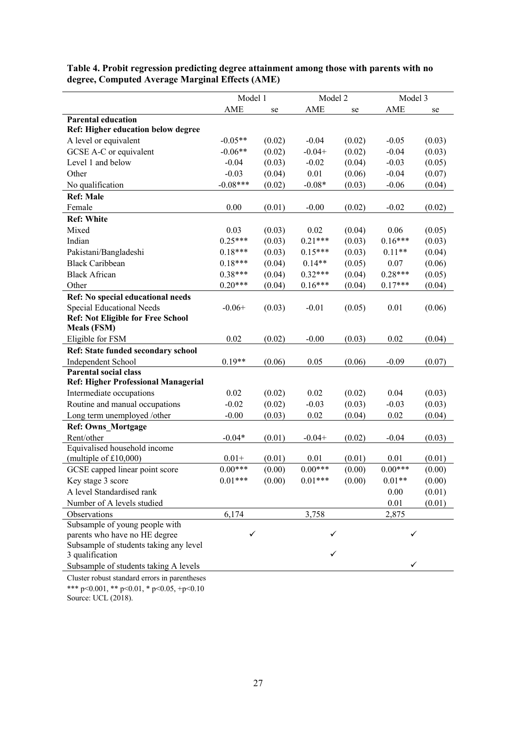**Table 4. Probit regression predicting degree attainment among those with parents with no degree, Computed Average Marginal Effects (AME)**

| | Model 1 | | Model 2 | | Model 3 | |
|---|---|---|---|---|---|---|
| | AME | se | AME | se | AME | se |
| **Parental education** | | | | | | |
| **Ref: Higher education below degree** | | | | | | |
| A level or equivalent | -0.05** | (0.02) | -0.04 | (0.02) | -0.05 | (0.03) |
| GCSE A-C or equivalent | -0.06** | (0.02) | -0.04+ | (0.02) | -0.04 | (0.03) |
| Level 1 and below | -0.04 | (0.03) | -0.02 | (0.04) | -0.03 | (0.05) |
| Other | -0.03 | (0.04) | 0.01 | (0.06) | -0.04 | (0.07) |
| No qualification | -0.08*** | (0.02) | -0.08* | (0.03) | -0.06 | (0.04) |
| **Ref: Male** | | | | | | |
| Female | 0.00 | (0.01) | -0.00 | (0.02) | -0.02 | (0.02) |
| **Ref: White** | | | | | | |
| Mixed | 0.03 | (0.03) | 0.02 | (0.04) | 0.06 | (0.05) |
| Indian | 0.25*** | (0.03) | 0.21*** | (0.03) | 0.16*** | (0.03) |
| Pakistani/Bangladeshi | 0.18*** | (0.03) | 0.15*** | (0.03) | 0.11** | (0.04) |
| Black Caribbean | 0.18*** | (0.04) | 0.14** | (0.05) | 0.07 | (0.06) |
| Black African | 0.38*** | (0.04) | 0.32*** | (0.04) | 0.28*** | (0.05) |
| Other | 0.20*** | (0.04) | 0.16*** | (0.04) | 0.17*** | (0.04) |
| **Ref: No special educational needs** | | | | | | |
| Special Educational Needs | -0.06+ | (0.03) | -0.01 | (0.05) | 0.01 | (0.06) |
| **Ref: Not Eligible for Free School Meals (FSM)** | | | | | | |
| Eligible for FSM | 0.02 | (0.02) | -0.00 | (0.03) | 0.02 | (0.04) |
| **Ref: State funded secondary school** | | | | | | |
| Independent School | 0.19** | (0.06) | 0.05 | (0.06) | -0.09 | (0.07) |
| **Parental social class** | | | | | | |
| **Ref: Higher Professional Managerial** | | | | | | |
| Intermediate occupations | 0.02 | (0.02) | 0.02 | (0.02) | 0.04 | (0.03) |
| Routine and manual occupations | -0.02 | (0.02) | -0.03 | (0.03) | -0.03 | (0.03) |
| Long term unemployed /other | -0.00 | (0.03) | 0.02 | (0.04) | 0.02 | (0.04) |
| **Ref: Owns_Mortgage** | | | | | | |
| Rent/other | -0.04* | (0.01) | -0.04+ | (0.02) | -0.04 | (0.03) |
| Equivalised household income (multiple of £10,000) | 0.01+ | (0.01) | 0.01 | (0.01) | 0.01 | (0.01) |
| GCSE capped linear point score | 0.00*** | (0.00) | 0.00*** | (0.00) | 0.00*** | (0.00) |
| Key stage 3 score | 0.01*** | (0.00) | 0.01*** | (0.00) | 0.01** | (0.00) |
| A level Standardised rank | | | | | 0.00 | (0.01) |
| Number of A levels studied | | | | | 0.01 | (0.01) |
| Observations | 6,174 | | 3,758 | | 2,875 | |
| Subsample of young people with parents who have no HE degree | ✓ | | ✓ | | ✓ | |
| Subsample of students taking any level 3 qualification | | | ✓ | | | |
| Subsample of students taking A levels | | | | | ✓ | |

Cluster robust standard errors in parentheses
*** p<0.001, ** p<0.01, * p<0.05, +p<0.10
Source: UCL (2018).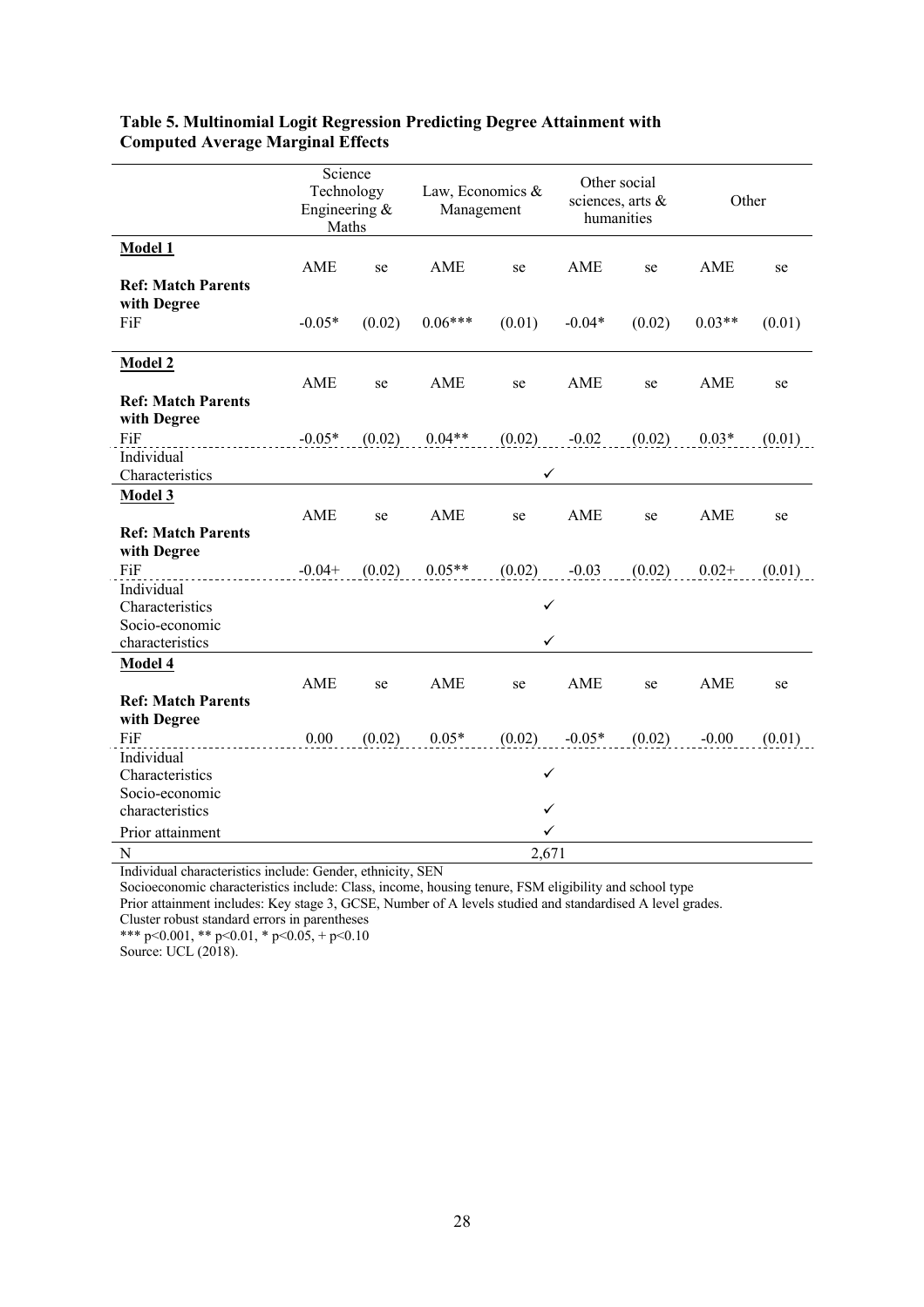**Table 5. Multinomial Logit Regression Predicting Degree Attainment with Computed Average Marginal Effects**

| | Science Technology Engineering & Maths | | Law, Economics & Management | | Other social sciences, arts & humanities | | Other | |
|---|---|---|---|---|---|---|---|---|
| **Model 1** | | | | | | | | |
| | AME | se | AME | se | AME | se | AME | se |
| **Ref: Match Parents with Degree** | | | | | | | | |
| FiF | -0.05* | (0.02) | 0.06*** | (0.01) | -0.04* | (0.02) | 0.03** | (0.01) |
| **Model 2** | | | | | | | | |
| | AME | se | AME | se | AME | se | AME | se |
| **Ref: Match Parents with Degree** | | | | | | | | |
| FiF | -0.05* | (0.02) | 0.04** | (0.02) | -0.02 | (0.02) | 0.03* | (0.01) |
| Individual Characteristics | | | | ✓ | | | | |
| **Model 3** | | | | | | | | |
| | AME | se | AME | se | AME | se | AME | se |
| **Ref: Match Parents with Degree** | | | | | | | | |
| FiF | -0.04+ | (0.02) | 0.05** | (0.02) | -0.03 | (0.02) | 0.02+ | (0.01) |
| Individual Characteristics | | | | ✓ | | | | |
| Socio-economic characteristics | | | | ✓ | | | | |
| **Model 4** | | | | | | | | |
| | AME | se | AME | se | AME | se | AME | se |
| **Ref: Match Parents with Degree** | | | | | | | | |
| FiF | 0.00 | (0.02) | 0.05* | (0.02) | -0.05* | (0.02) | -0.00 | (0.01) |
| Individual Characteristics | | | | ✓ | | | | |
| Socio-economic characteristics | | | | ✓ | | | | |
| Prior attainment | | | | ✓ | | | | |
| N | | | | 2,671 | | | | |

Individual characteristics include: Gender, ethnicity, SEN
Socioeconomic characteristics include: Class, income, housing tenure, FSM eligibility and school type
Prior attainment includes: Key stage 3, GCSE, Number of A levels studied and standardised A level grades.
Cluster robust standard errors in parentheses
*** p<0.001, ** p<0.01, * p<0.05, + p<0.10
Source: UCL (2018).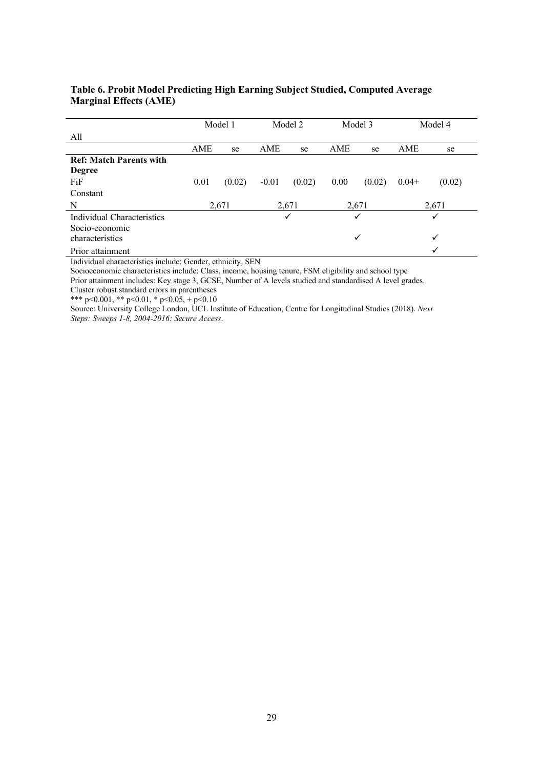**Table 6. Probit Model Predicting High Earning Subject Studied, Computed Average Marginal Effects (AME)**

| | Model 1 | | Model 2 | | Model 3 | | Model 4 | |
|---|---|---|---|---|---|---|---|---|
| All | | | | | | | | |
| | AME | se | AME | se | AME | se | AME | se |
| **Ref: Match Parents with Degree** | | | | | | | | |
| FiF | 0.01 | (0.02) | -0.01 | (0.02) | 0.00 | (0.02) | 0.04+ | (0.02) |
| Constant | | | | | | | | |
| N | 2,671 | | 2,671 | | 2,671 | | 2,671 | |
| Individual Characteristics | | | ✓ | | ✓ | | ✓ | |
| Socio-economic characteristics | | | | | ✓ | | ✓ | |
| Prior attainment | | | | | | | ✓ | |

Individual characteristics include: Gender, ethnicity, SEN

Socioeconomic characteristics include: Class, income, housing tenure, FSM eligibility and school type

Prior attainment includes: Key stage 3, GCSE, Number of A levels studied and standardised A level grades.

Cluster robust standard errors in parentheses

*** p<0.001, ** p<0.01, * p<0.05, + p<0.10

Source: University College London, UCL Institute of Education, Centre for Longitudinal Studies (2018). *Next Steps: Sweeps 1-8, 2004-2016: Secure Access*.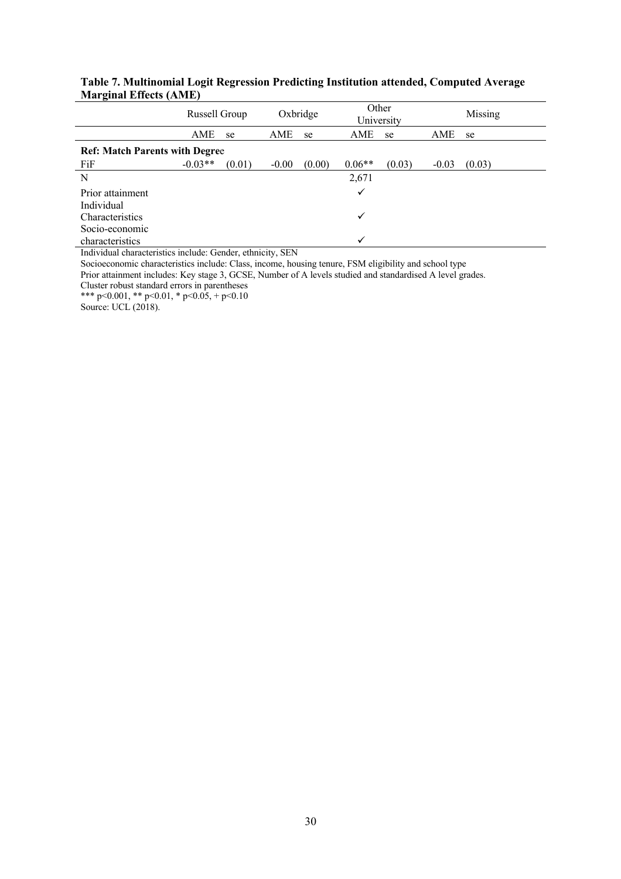**Table 7. Multinomial Logit Regression Predicting Institution attended, Computed Average Marginal Effects (AME)**

| | Russell Group | | Oxbridge | | Other University | | Missing | |
|---|---|---|---|---|---|---|---|---|
| | AME | se | AME | se | AME | se | AME | se |
| **Ref: Match Parents with Degree** | | | | | | | | |
| FiF | -0.03** | (0.01) | -0.00 | (0.00) | 0.06** | (0.03) | -0.03 | (0.03) |
| N | | | | | 2,671 | | | |
| Prior attainment | | | | | ✓ | | | |
| Individual Characteristics | | | | | ✓ | | | |
| Socio-economic characteristics | | | | | ✓ | | | |

Individual characteristics include: Gender, ethnicity, SEN

Socioeconomic characteristics include: Class, income, housing tenure, FSM eligibility and school type

Prior attainment includes: Key stage 3, GCSE, Number of A levels studied and standardised A level grades.

Cluster robust standard errors in parentheses

*** $p<0.001$, ** $p<0.01$, * $p<0.05$, + $p<0.10$

Source: UCL (2018).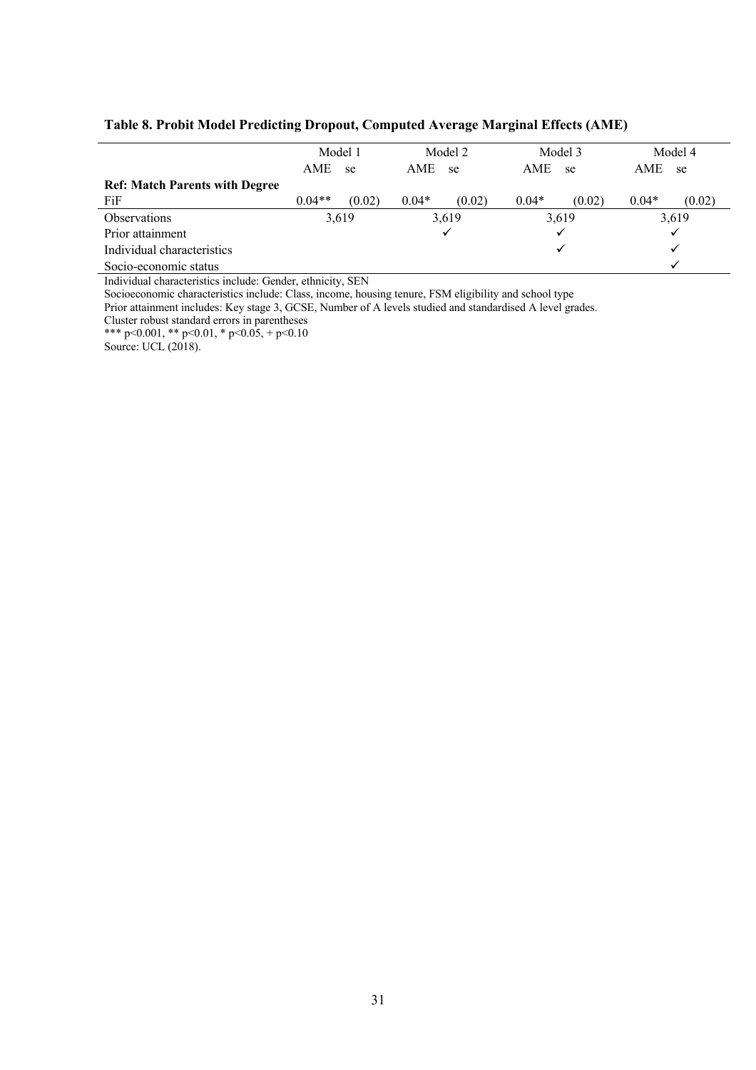**Table 8. Probit Model Predicting Dropout, Computed Average Marginal Effects (AME)**

| | Model 1 | | Model 2 | | Model 3 | | Model 4 | |
|---|---|---|---|---|---|---|---|---|
| | AME | se | AME | se | AME | se | AME | se |
| **Ref: Match Parents with Degree** | | | | | | | | |
| FiF | 0.04** | (0.02) | 0.04* | (0.02) | 0.04* | (0.02) | 0.04* | (0.02) |
| Observations | 3,619 | | 3,619 | | 3,619 | | 3,619 | |
| Prior attainment | | | ✓ | | ✓ | | ✓ | |
| Individual characteristics | | | | | ✓ | | ✓ | |
| Socio-economic status | | | | | | | ✓ | |

Individual characteristics include: Gender, ethnicity, SEN
Socioeconomic characteristics include: Class, income, housing tenure, FSM eligibility and school type
Prior attainment includes: Key stage 3, GCSE, Number of A levels studied and standardised A level grades.
Cluster robust standard errors in parentheses
*** $p<0.001$, ** $p<0.01$, * $p<0.05$, + $p<0.10$
Source: UCL (2018).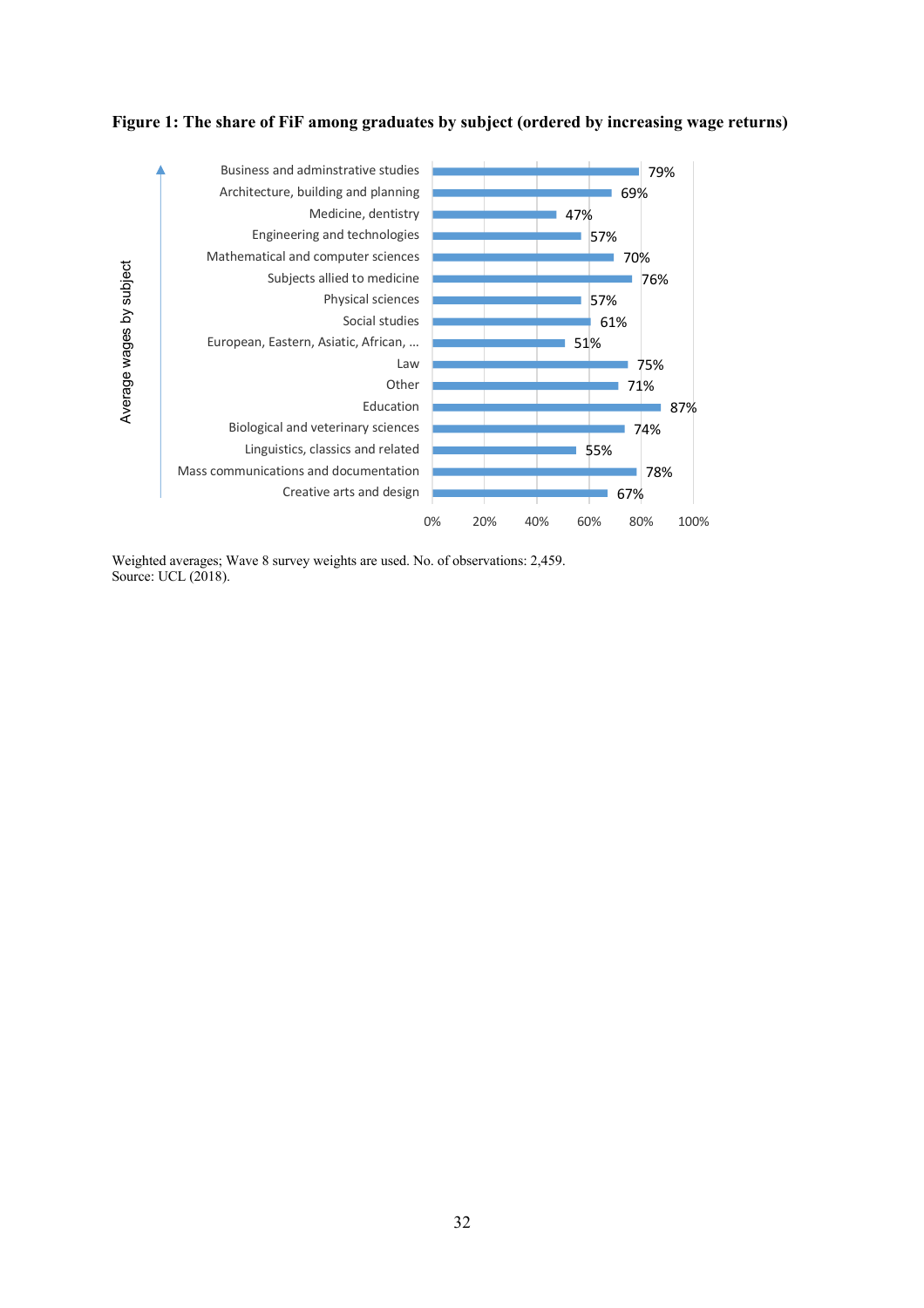**Figure 1: The share of FiF among graduates by subject (ordered by increasing wage returns)**

| Subject (Average wages by subject, increasing upward) | Share of FiF |
|---|---|
| Business and adminstrative studies | 79% |
| Architecture, building and planning | 69% |
| Medicine, dentistry | 47% |
| Engineering and technologies | 57% |
| Mathematical and computer sciences | 70% |
| Subjects allied to medicine | 76% |
| Physical sciences | 57% |
| Social studies | 61% |
| European, Eastern, Asiatic, African, ... | 51% |
| Law | 75% |
| Other | 71% |
| Education | 87% |
| Biological and veterinary sciences | 74% |
| Linguistics, classics and related | 55% |
| Mass communications and documentation | 78% |
| Creative arts and design | 67% |

Weighted averages; Wave 8 survey weights are used. No. of observations: 2,459.
Source: UCL (2018).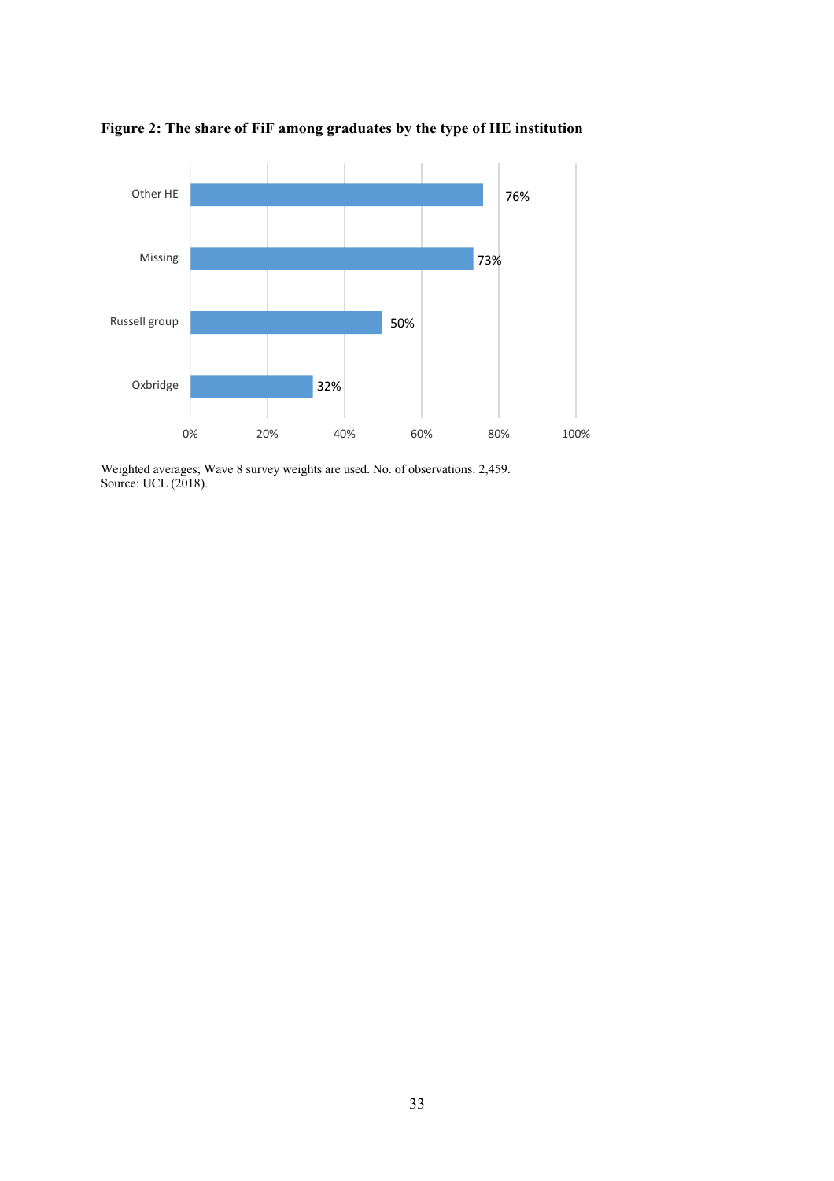**Figure 2: The share of FiF among graduates by the type of HE institution**

| Type of HE institution | Share of FiF |
|---|---|
| Other HE | 76% |
| Missing | 73% |
| Russell group | 50% |
| Oxbridge | 32% |

Weighted averages; Wave 8 survey weights are used. No. of observations: 2,459.
Source: UCL (2018).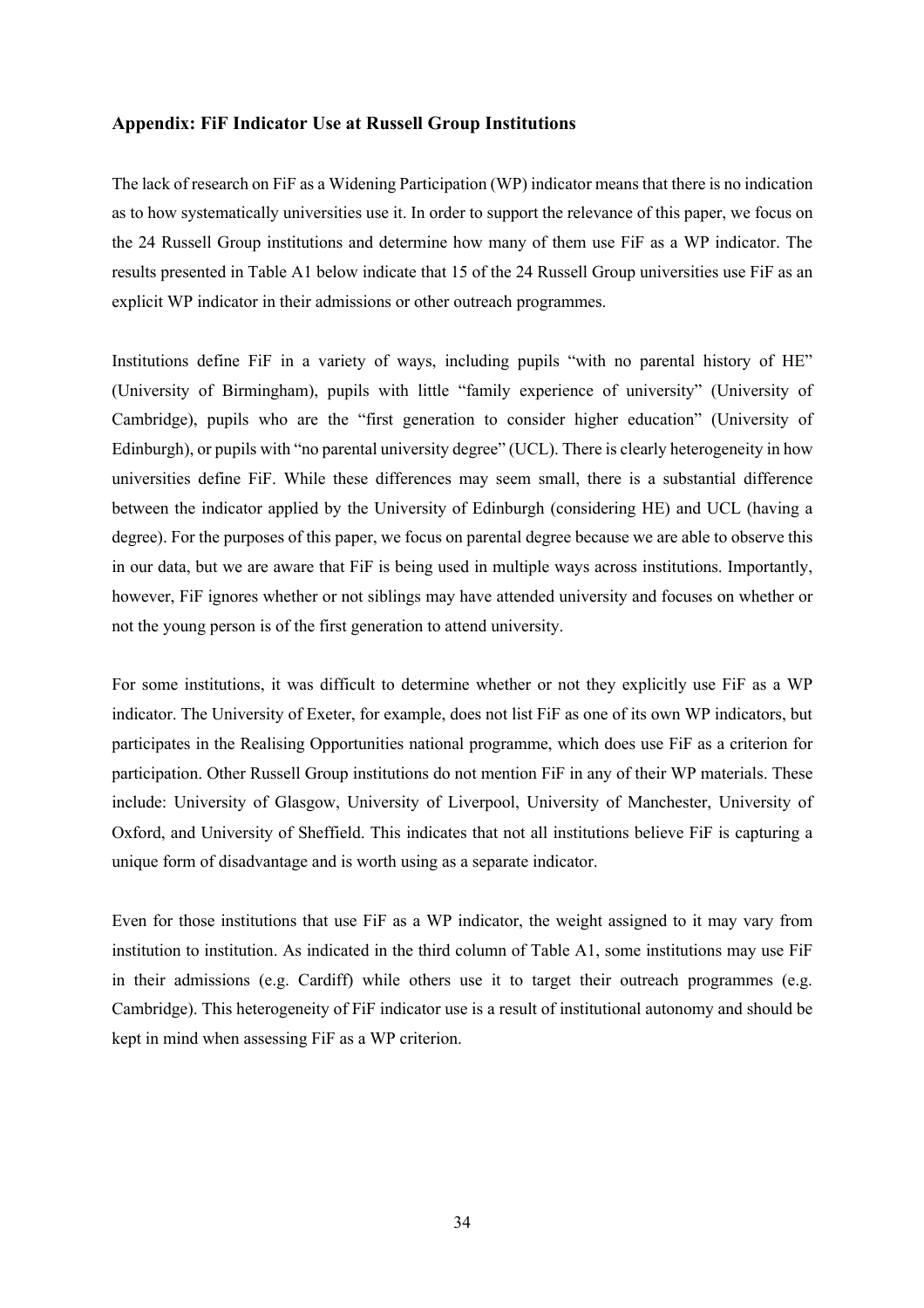### Appendix: FiF Indicator Use at Russell Group Institutions

The lack of research on FiF as a Widening Participation (WP) indicator means that there is no indication as to how systematically universities use it. In order to support the relevance of this paper, we focus on the 24 Russell Group institutions and determine how many of them use FiF as a WP indicator. The results presented in Table A1 below indicate that 15 of the 24 Russell Group universities use FiF as an explicit WP indicator in their admissions or other outreach programmes.

Institutions define FiF in a variety of ways, including pupils "with no parental history of HE" (University of Birmingham), pupils with little "family experience of university" (University of Cambridge), pupils who are the "first generation to consider higher education" (University of Edinburgh), or pupils with "no parental university degree" (UCL). There is clearly heterogeneity in how universities define FiF. While these differences may seem small, there is a substantial difference between the indicator applied by the University of Edinburgh (considering HE) and UCL (having a degree). For the purposes of this paper, we focus on parental degree because we are able to observe this in our data, but we are aware that FiF is being used in multiple ways across institutions. Importantly, however, FiF ignores whether or not siblings may have attended university and focuses on whether or not the young person is of the first generation to attend university.

For some institutions, it was difficult to determine whether or not they explicitly use FiF as a WP indicator. The University of Exeter, for example, does not list FiF as one of its own WP indicators, but participates in the Realising Opportunities national programme, which does use FiF as a criterion for participation. Other Russell Group institutions do not mention FiF in any of their WP materials. These include: University of Glasgow, University of Liverpool, University of Manchester, University of Oxford, and University of Sheffield. This indicates that not all institutions believe FiF is capturing a unique form of disadvantage and is worth using as a separate indicator.

Even for those institutions that use FiF as a WP indicator, the weight assigned to it may vary from institution to institution. As indicated in the third column of Table A1, some institutions may use FiF in their admissions (e.g. Cardiff) while others use it to target their outreach programmes (e.g. Cambridge). This heterogeneity of FiF indicator use is a result of institutional autonomy and should be kept in mind when assessing FiF as a WP criterion.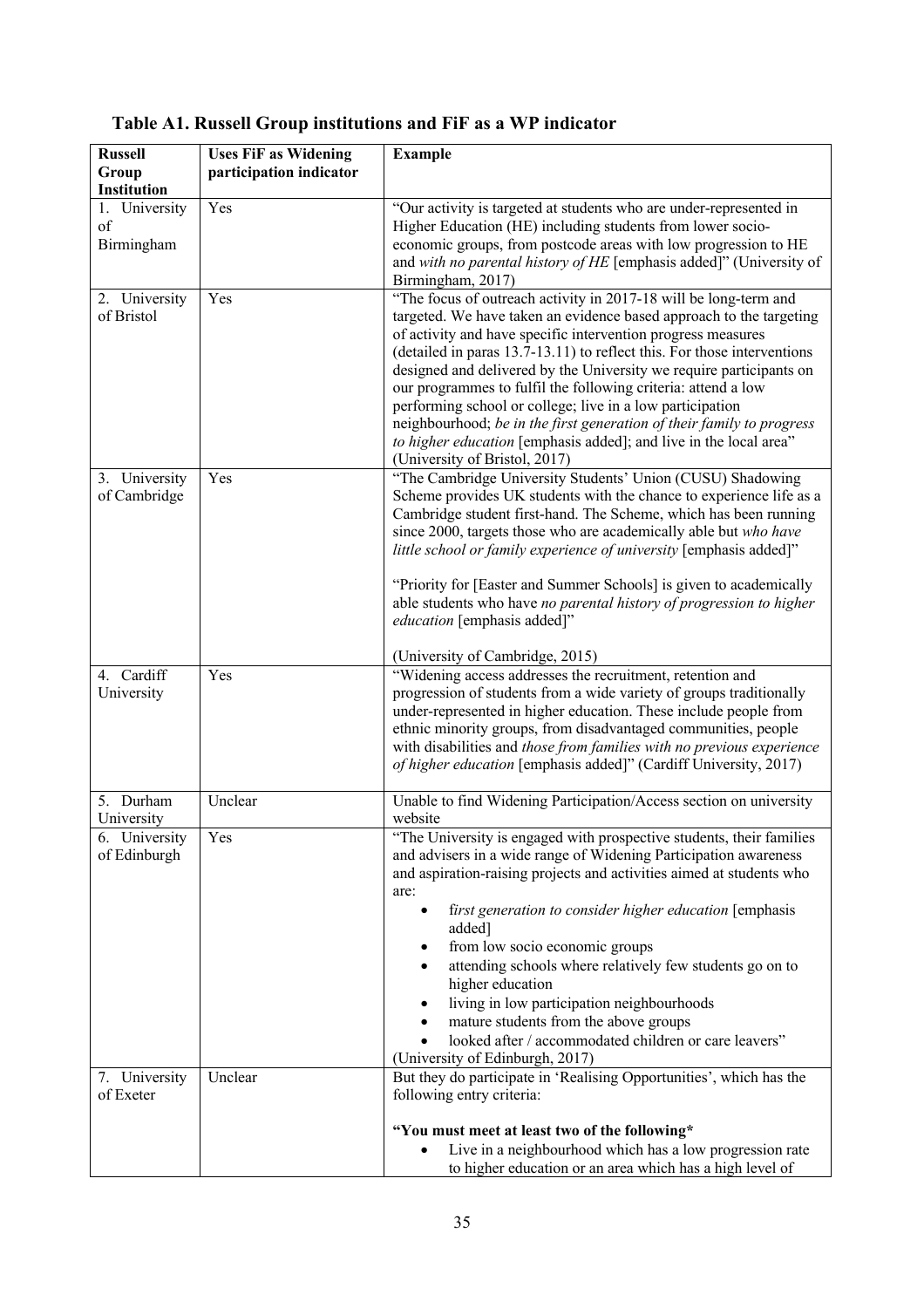**Table A1. Russell Group institutions and FiF as a WP indicator**

| Russell Group Institution | Uses FiF as Widening participation indicator | Example |
|---|---|---|
| 1. University of Birmingham | Yes | "Our activity is targeted at students who are under-represented in Higher Education (HE) including students from lower socio-economic groups, from postcode areas with low progression to HE and *with no parental history of HE* [emphasis added]" (University of Birmingham, 2017) |
| 2. University of Bristol | Yes | "The focus of outreach activity in 2017-18 will be long-term and targeted. We have taken an evidence based approach to the targeting of activity and have specific intervention progress measures (detailed in paras 13.7-13.11) to reflect this. For those interventions designed and delivered by the University we require participants on our programmes to fulfil the following criteria: attend a low performing school or college; live in a low participation neighbourhood; *be in the first generation of their family to progress to higher education* [emphasis added]; and live in the local area" (University of Bristol, 2017) |
| 3. University of Cambridge | Yes | "The Cambridge University Students' Union (CUSU) Shadowing Scheme provides UK students with the chance to experience life as a Cambridge student first-hand. The Scheme, which has been running since 2000, targets those who are academically able but *who have little school or family experience of university* [emphasis added]"<br><br>"Priority for [Easter and Summer Schools] is given to academically able students who have *no parental history of progression to higher education* [emphasis added]"<br><br>(University of Cambridge, 2015) |
| 4. Cardiff University | Yes | "Widening access addresses the recruitment, retention and progression of students from a wide variety of groups traditionally under-represented in higher education. These include people from ethnic minority groups, from disadvantaged communities, people with disabilities and *those from families with no previous experience of higher education* [emphasis added]" (Cardiff University, 2017) |
| 5. Durham University | Unclear | Unable to find Widening Participation/Access section on university website |
| 6. University of Edinburgh | Yes | "The University is engaged with prospective students, their families and advisers in a wide range of Widening Participation awareness and aspiration-raising projects and activities aimed at students who are:<br>• *first generation to consider higher education* [emphasis added]<br>• from low socio economic groups<br>• attending schools where relatively few students go on to higher education<br>• living in low participation neighbourhoods<br>• mature students from the above groups<br>• looked after / accommodated children or care leavers" (University of Edinburgh, 2017) |
| 7. University of Exeter | Unclear | But they do participate in 'Realising Opportunities', which has the following entry criteria:<br><br>**"You must meet at least two of the following\***<br>• Live in a neighbourhood which has a low progression rate to higher education or an area which has a high level of |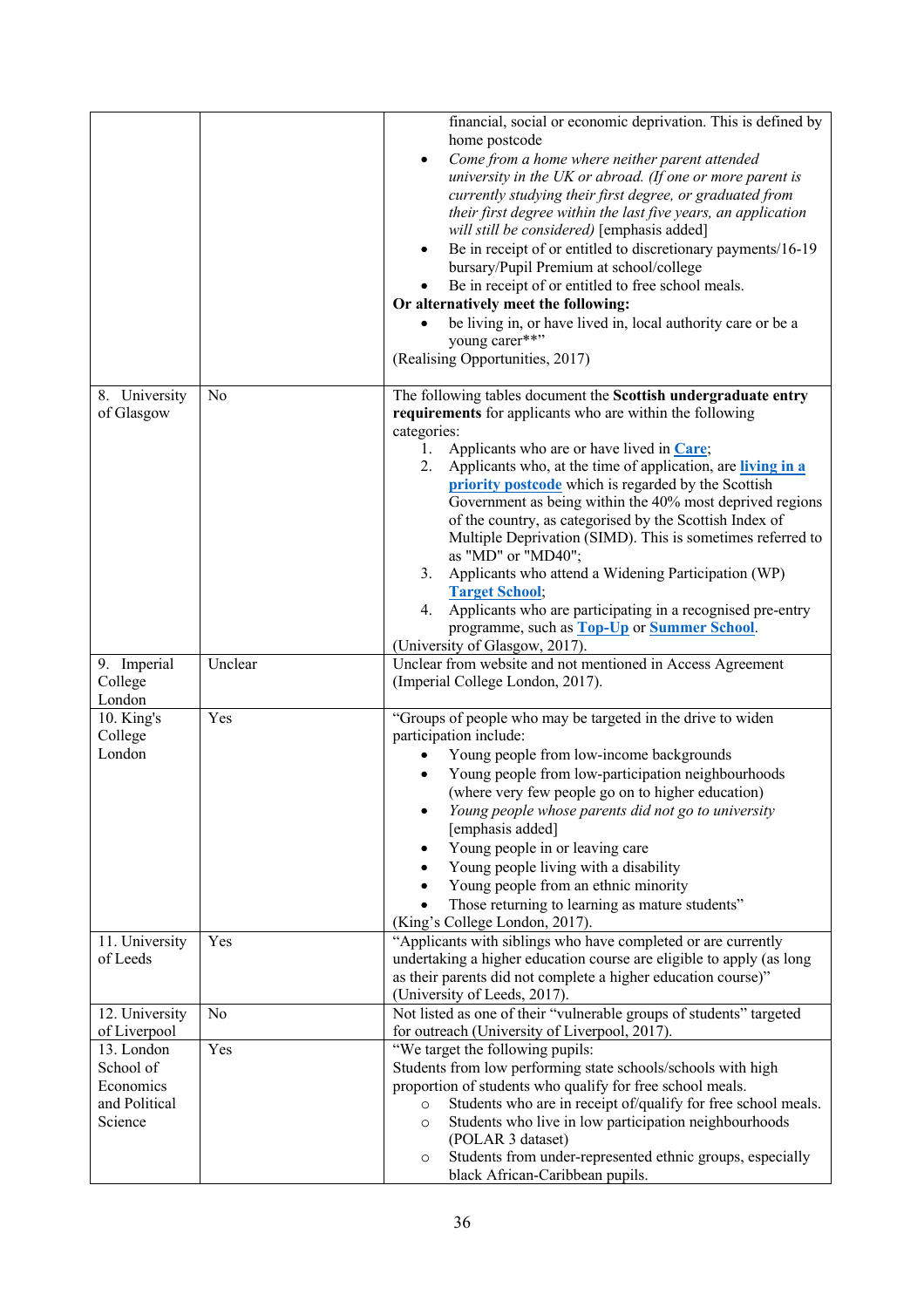| | | |
|---|---|---|
| | | financial, social or economic deprivation. This is defined by home postcode<br>• *Come from a home where neither parent attended university in the UK or abroad. (If one or more parent is currently studying their first degree, or graduated from their first degree within the last five years, an application will still be considered)* [emphasis added]<br>• Be in receipt of or entitled to discretionary payments/16-19 bursary/Pupil Premium at school/college<br>• Be in receipt of or entitled to free school meals.<br>**Or alternatively meet the following:**<br>• be living in, or have lived in, local authority care or be a young carer**"<br>(Realising Opportunities, 2017) |
| 8. University of Glasgow | No | The following tables document the **Scottish undergraduate entry requirements** for applicants who are within the following categories:<br>1. Applicants who are or have lived in **Care**;<br>2. Applicants who, at the time of application, are **living in a priority postcode** which is regarded by the Scottish Government as being within the 40% most deprived regions of the country, as categorised by the Scottish Index of Multiple Deprivation (SIMD). This is sometimes referred to as "MD" or "MD40";<br>3. Applicants who attend a Widening Participation (WP) **Target School**;<br>4. Applicants who are participating in a recognised pre-entry programme, such as **Top-Up** or **Summer School**.<br>(University of Glasgow, 2017). |
| 9. Imperial College London | Unclear | Unclear from website and not mentioned in Access Agreement (Imperial College London, 2017). |
| 10. King's College London | Yes | "Groups of people who may be targeted in the drive to widen participation include:<br>• Young people from low-income backgrounds<br>• Young people from low-participation neighbourhoods (where very few people go on to higher education)<br>• *Young people whose parents did not go to university* [emphasis added]<br>• Young people in or leaving care<br>• Young people living with a disability<br>• Young people from an ethnic minority<br>• Those returning to learning as mature students"<br>(King's College London, 2017). |
| 11. University of Leeds | Yes | "Applicants with siblings who have completed or are currently undertaking a higher education course are eligible to apply (as long as their parents did not complete a higher education course)" (University of Leeds, 2017). |
| 12. University of Liverpool | No | Not listed as one of their "vulnerable groups of students" targeted for outreach (University of Liverpool, 2017). |
| 13. London School of Economics and Political Science | Yes | "We target the following pupils:<br>Students from low performing state schools/schools with high proportion of students who qualify for free school meals.<br>○ Students who are in receipt of/qualify for free school meals.<br>○ Students who live in low participation neighbourhoods (POLAR 3 dataset)<br>○ Students from under-represented ethnic groups, especially black African-Caribbean pupils. |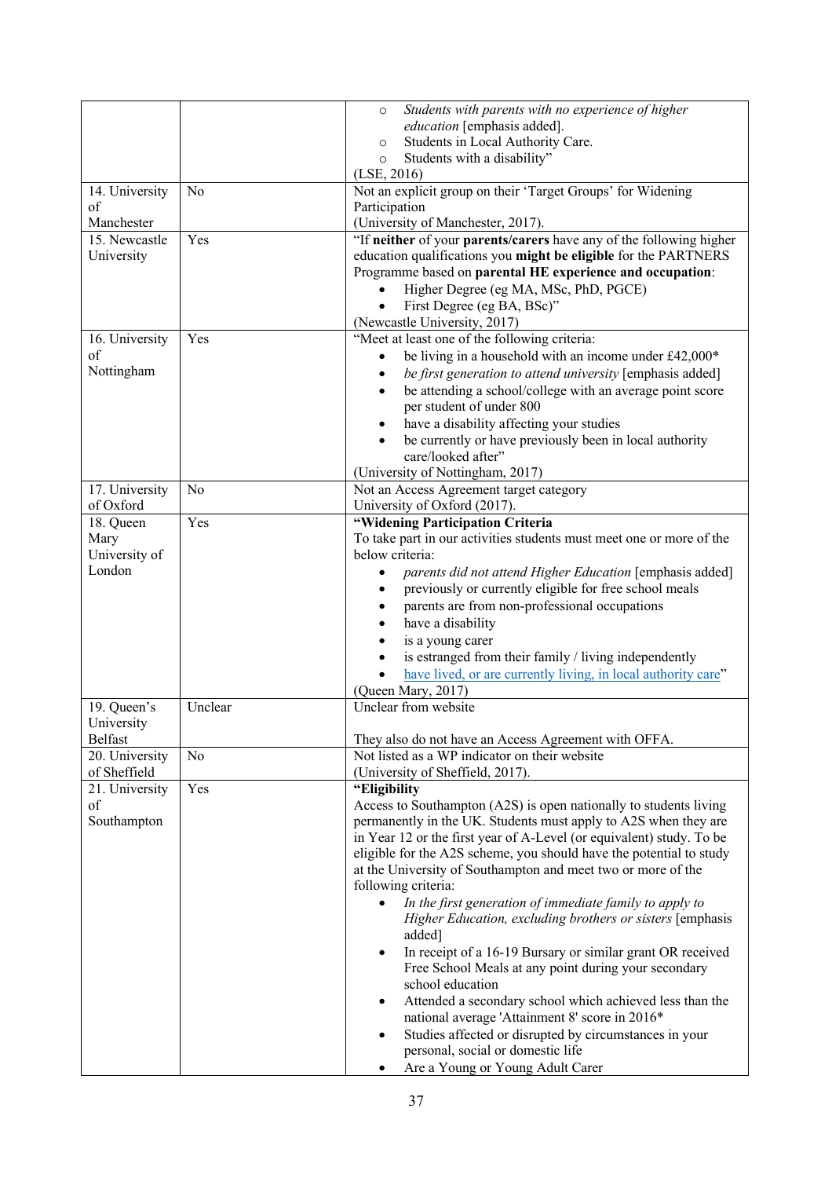| | | |
|---|---|---|
| | | ○ *Students with parents with no experience of higher education* [emphasis added].<br>○ Students in Local Authority Care.<br>○ Students with a disability"<br>(LSE, 2016) |
| 14. University of Manchester | No | Not an explicit group on their 'Target Groups' for Widening Participation<br>(University of Manchester, 2017). |
| 15. Newcastle University | Yes | "If **neither** of your **parents/carers** have any of the following higher education qualifications you **might be eligible** for the PARTNERS Programme based on **parental HE experience and occupation**:<br>• Higher Degree (eg MA, MSc, PhD, PGCE)<br>• First Degree (eg BA, BSc)"<br>(Newcastle University, 2017) |
| 16. University of Nottingham | Yes | "Meet at least one of the following criteria:<br>• be living in a household with an income under £42,000*<br>• *be first generation to attend university* [emphasis added]<br>• be attending a school/college with an average point score per student of under 800<br>• have a disability affecting your studies<br>• be currently or have previously been in local authority care/looked after"<br>(University of Nottingham, 2017) |
| 17. University of Oxford | No | Not an Access Agreement target category<br>University of Oxford (2017). |
| 18. Queen Mary University of London | Yes | **"Widening Participation Criteria**<br>To take part in our activities students must meet one or more of the below criteria:<br>• *parents did not attend Higher Education* [emphasis added]<br>• previously or currently eligible for free school meals<br>• parents are from non-professional occupations<br>• have a disability<br>• is a young carer<br>• is estranged from their family / living independently<br>• have lived, or are currently living, in local authority care"<br>(Queen Mary, 2017) |
| 19. Queen's University Belfast | Unclear | Unclear from website<br><br>They also do not have an Access Agreement with OFFA. |
| 20. University of Sheffield | No | Not listed as a WP indicator on their website<br>(University of Sheffield, 2017). |
| 21. University of Southampton | Yes | **"Eligibility**<br>Access to Southampton (A2S) is open nationally to students living permanently in the UK. Students must apply to A2S when they are in Year 12 or the first year of A-Level (or equivalent) study. To be eligible for the A2S scheme, you should have the potential to study at the University of Southampton and meet two or more of the following criteria:<br>• *In the first generation of immediate family to apply to Higher Education, excluding brothers or sisters* [emphasis added]<br>• In receipt of a 16-19 Bursary or similar grant OR received Free School Meals at any point during your secondary school education<br>• Attended a secondary school which achieved less than the national average 'Attainment 8' score in 2016*<br>• Studies affected or disrupted by circumstances in your personal, social or domestic life<br>• Are a Young or Young Adult Carer |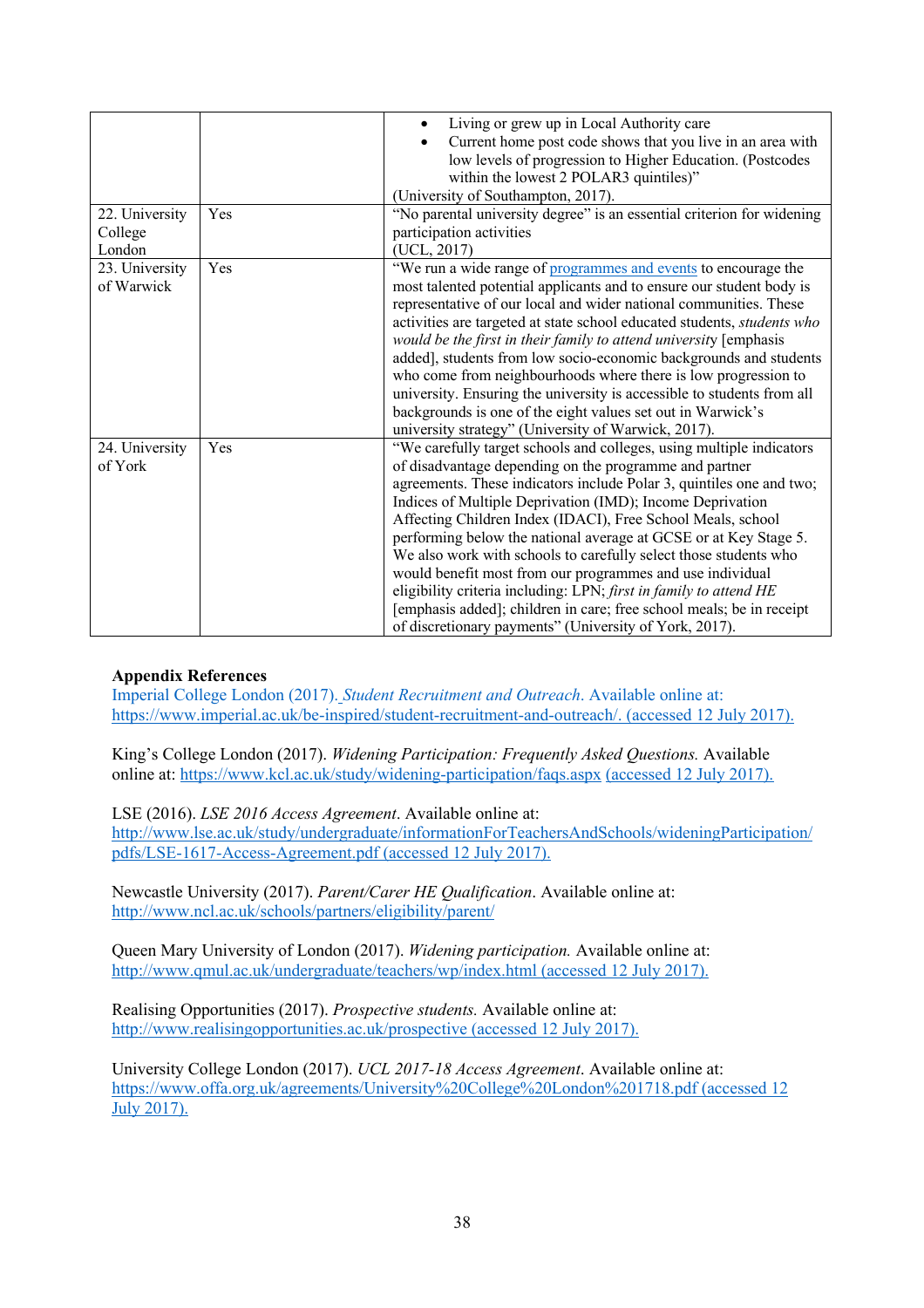| | | |
|---|---|---|
| | | • Living or grew up in Local Authority care<br>• Current home post code shows that you live in an area with low levels of progression to Higher Education. (Postcodes within the lowest 2 POLAR3 quintiles)"<br>(University of Southampton, 2017). |
| 22. University College London | Yes | "No parental university degree" is an essential criterion for widening participation activities<br>(UCL, 2017) |
| 23. University of Warwick | Yes | "We run a wide range of programmes and events to encourage the most talented potential applicants and to ensure our student body is representative of our local and wider national communities. These activities are targeted at state school educated students, *students who would be the first in their family to attend university* [emphasis added], students from low socio-economic backgrounds and students who come from neighbourhoods where there is low progression to university. Ensuring the university is accessible to students from all backgrounds is one of the eight values set out in Warwick's university strategy" (University of Warwick, 2017). |
| 24. University of York | Yes | "We carefully target schools and colleges, using multiple indicators of disadvantage depending on the programme and partner agreements. These indicators include Polar 3, quintiles one and two; Indices of Multiple Deprivation (IMD); Income Deprivation Affecting Children Index (IDACI), Free School Meals, school performing below the national average at GCSE or at Key Stage 5. We also work with schools to carefully select those students who would benefit most from our programmes and use individual eligibility criteria including: LPN; *first in family to attend HE* [emphasis added]; children in care; free school meals; be in receipt of discretionary payments" (University of York, 2017). |

**Appendix References**

Imperial College London (2017). *Student Recruitment and Outreach*. Available online at: https://www.imperial.ac.uk/be-inspired/student-recruitment-and-outreach/. (accessed 12 July 2017).

King's College London (2017). *Widening Participation: Frequently Asked Questions.* Available online at: https://www.kcl.ac.uk/study/widening-participation/faqs.aspx (accessed 12 July 2017).

LSE (2016). *LSE 2016 Access Agreement*. Available online at: http://www.lse.ac.uk/study/undergraduate/informationForTeachersAndSchools/wideningParticipation/pdfs/LSE-1617-Access-Agreement.pdf (accessed 12 July 2017).

Newcastle University (2017). *Parent/Carer HE Qualification*. Available online at: http://www.ncl.ac.uk/schools/partners/eligibility/parent/

Queen Mary University of London (2017). *Widening participation.* Available online at: http://www.qmul.ac.uk/undergraduate/teachers/wp/index.html (accessed 12 July 2017).

Realising Opportunities (2017). *Prospective students.* Available online at: http://www.realisingopportunities.ac.uk/prospective (accessed 12 July 2017).

University College London (2017). *UCL 2017-18 Access Agreement*. Available online at: https://www.offa.org.uk/agreements/University%20College%20London%201718.pdf (accessed 12 July 2017).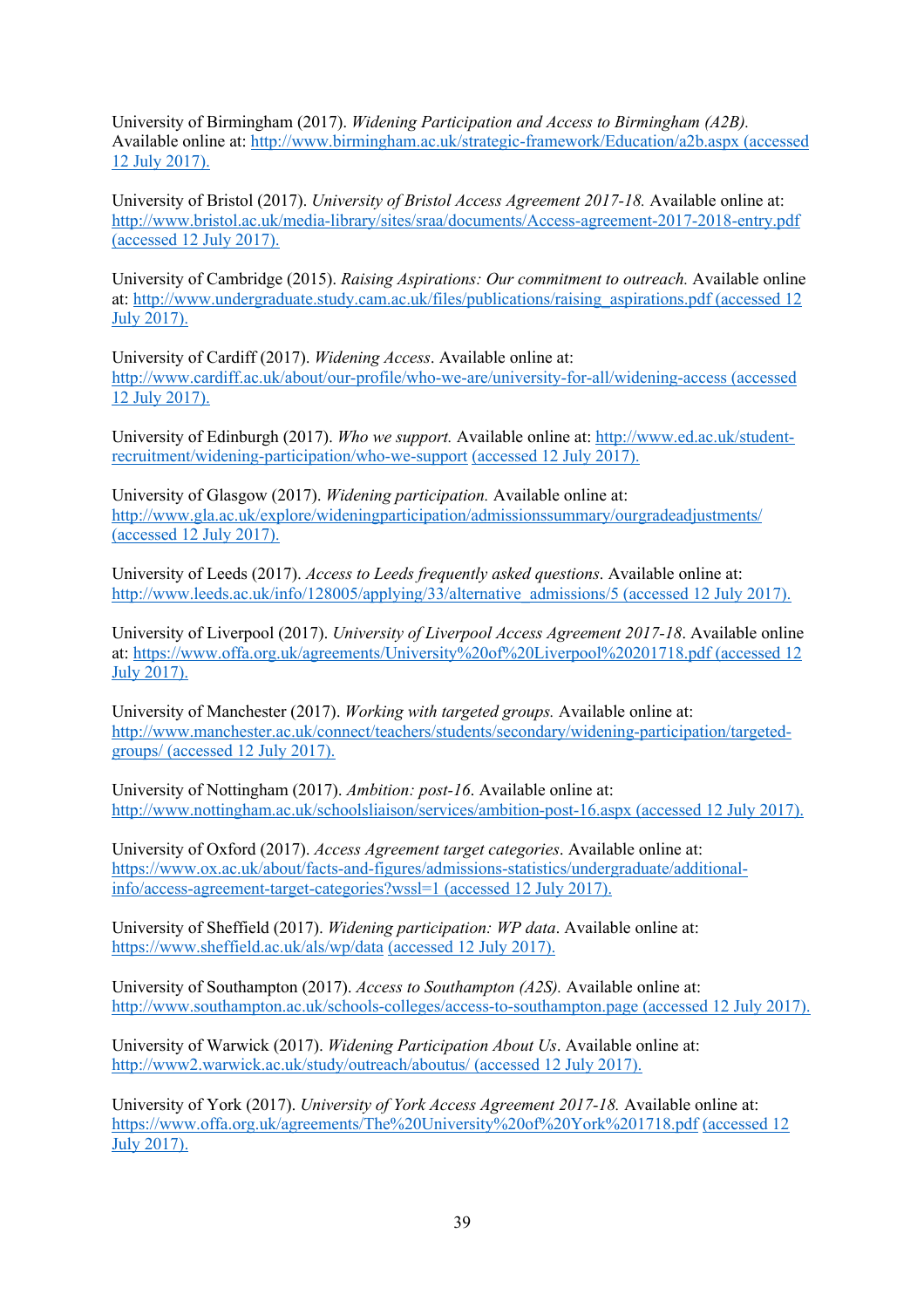University of Birmingham (2017). *Widening Participation and Access to Birmingham (A2B).* Available online at: http://www.birmingham.ac.uk/strategic-framework/Education/a2b.aspx (accessed 12 July 2017).

University of Bristol (2017). *University of Bristol Access Agreement 2017-18.* Available online at: http://www.bristol.ac.uk/media-library/sites/sraa/documents/Access-agreement-2017-2018-entry.pdf (accessed 12 July 2017).

University of Cambridge (2015). *Raising Aspirations: Our commitment to outreach.* Available online at: http://www.undergraduate.study.cam.ac.uk/files/publications/raising_aspirations.pdf (accessed 12 July 2017).

University of Cardiff (2017). *Widening Access*. Available online at: http://www.cardiff.ac.uk/about/our-profile/who-we-are/university-for-all/widening-access (accessed 12 July 2017).

University of Edinburgh (2017). *Who we support.* Available online at: http://www.ed.ac.uk/student-recruitment/widening-participation/who-we-support (accessed 12 July 2017).

University of Glasgow (2017). *Widening participation.* Available online at: http://www.gla.ac.uk/explore/wideningparticipation/admissionssummary/ourgradeadjustments/ (accessed 12 July 2017).

University of Leeds (2017). *Access to Leeds frequently asked questions*. Available online at: http://www.leeds.ac.uk/info/128005/applying/33/alternative_admissions/5 (accessed 12 July 2017).

University of Liverpool (2017). *University of Liverpool Access Agreement 2017-18*. Available online at: https://www.offa.org.uk/agreements/University%20of%20Liverpool%201718.pdf (accessed 12 July 2017).

University of Manchester (2017). *Working with targeted groups.* Available online at: http://www.manchester.ac.uk/connect/teachers/students/secondary/widening-participation/targeted-groups/ (accessed 12 July 2017).

University of Nottingham (2017). *Ambition: post-16*. Available online at: http://www.nottingham.ac.uk/schoolsliaison/services/ambition-post-16.aspx (accessed 12 July 2017).

University of Oxford (2017). *Access Agreement target categories*. Available online at: https://www.ox.ac.uk/about/facts-and-figures/admissions-statistics/undergraduate/additional-info/access-agreement-target-categories?wssl=1 (accessed 12 July 2017).

University of Sheffield (2017). *Widening participation: WP data*. Available online at: https://www.sheffield.ac.uk/als/wp/data (accessed 12 July 2017).

University of Southampton (2017). *Access to Southampton (A2S).* Available online at: http://www.southampton.ac.uk/schools-colleges/access-to-southampton.page (accessed 12 July 2017).

University of Warwick (2017). *Widening Participation About Us*. Available online at: http://www2.warwick.ac.uk/study/outreach/aboutus/ (accessed 12 July 2017).

University of York (2017). *University of York Access Agreement 2017-18.* Available online at: https://www.offa.org.uk/agreements/The%20University%20of%20York%201718.pdf (accessed 12 July 2017).